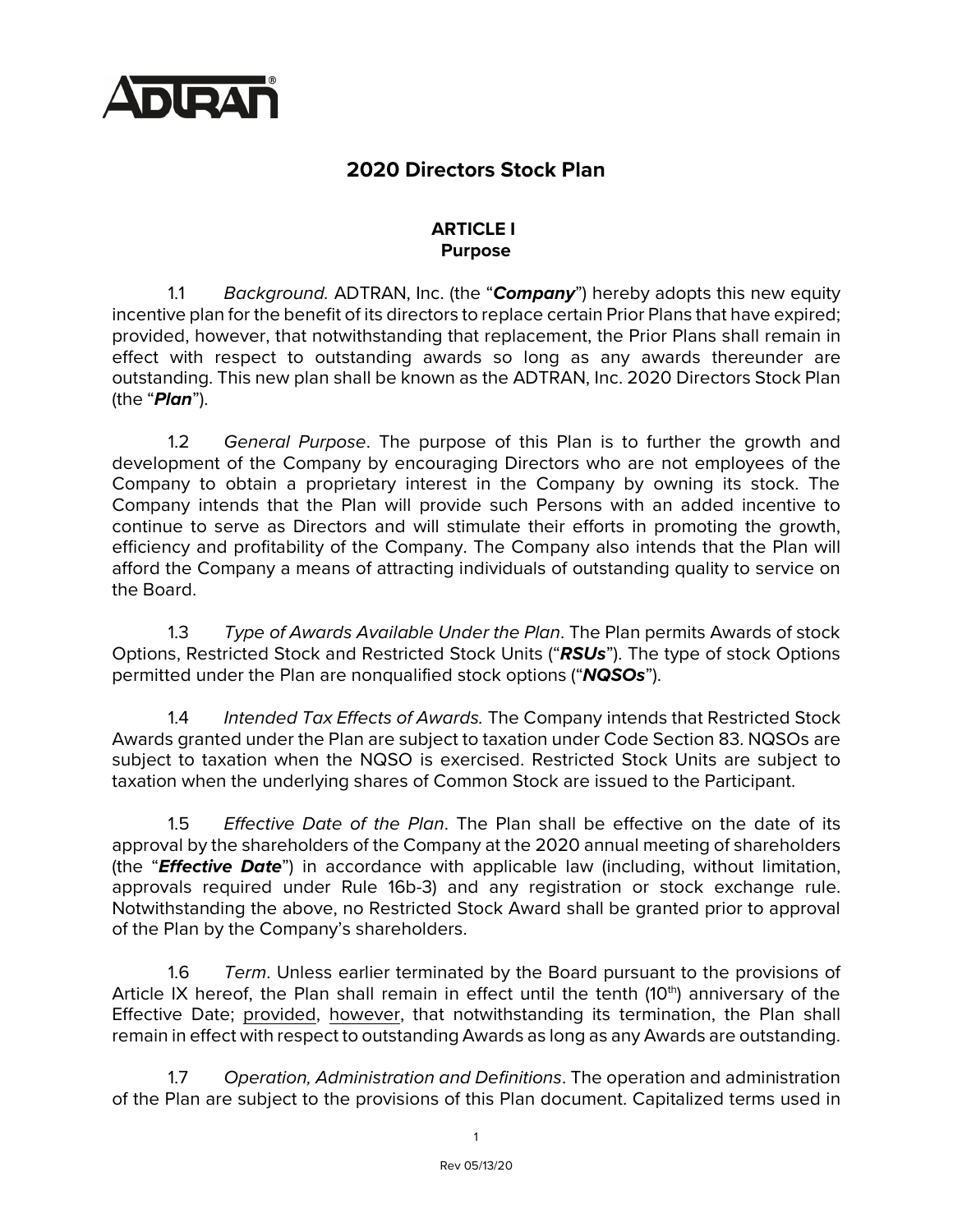# 2020 Directors Stock Plan

## ARTICLE I
## Purpose

1.1 *Background.* ADTRAN, Inc. (the "***Company***") hereby adopts this new equity incentive plan for the benefit of its directors to replace certain Prior Plans that have expired; provided, however, that notwithstanding that replacement, the Prior Plans shall remain in effect with respect to outstanding awards so long as any awards thereunder are outstanding. This new plan shall be known as the ADTRAN, Inc. 2020 Directors Stock Plan (the "***Plan***").

1.2 *General Purpose*. The purpose of this Plan is to further the growth and development of the Company by encouraging Directors who are not employees of the Company to obtain a proprietary interest in the Company by owning its stock. The Company intends that the Plan will provide such Persons with an added incentive to continue to serve as Directors and will stimulate their efforts in promoting the growth, efficiency and profitability of the Company. The Company also intends that the Plan will afford the Company a means of attracting individuals of outstanding quality to service on the Board.

1.3 *Type of Awards Available Under the Plan*. The Plan permits Awards of stock Options, Restricted Stock and Restricted Stock Units ("***RSUs***"). The type of stock Options permitted under the Plan are nonqualified stock options ("***NQSOs***").

1.4 *Intended Tax Effects of Awards.* The Company intends that Restricted Stock Awards granted under the Plan are subject to taxation under Code Section 83. NQSOs are subject to taxation when the NQSO is exercised. Restricted Stock Units are subject to taxation when the underlying shares of Common Stock are issued to the Participant.

1.5 *Effective Date of the Plan*. The Plan shall be effective on the date of its approval by the shareholders of the Company at the 2020 annual meeting of shareholders (the "***Effective Date***") in accordance with applicable law (including, without limitation, approvals required under Rule 16b-3) and any registration or stock exchange rule. Notwithstanding the above, no Restricted Stock Award shall be granted prior to approval of the Plan by the Company's shareholders.

1.6 *Term*. Unless earlier terminated by the Board pursuant to the provisions of Article IX hereof, the Plan shall remain in effect until the tenth (10th) anniversary of the Effective Date; provided, however, that notwithstanding its termination, the Plan shall remain in effect with respect to outstanding Awards as long as any Awards are outstanding.

1.7 *Operation, Administration and Definitions*. The operation and administration of the Plan are subject to the provisions of this Plan document. Capitalized terms used in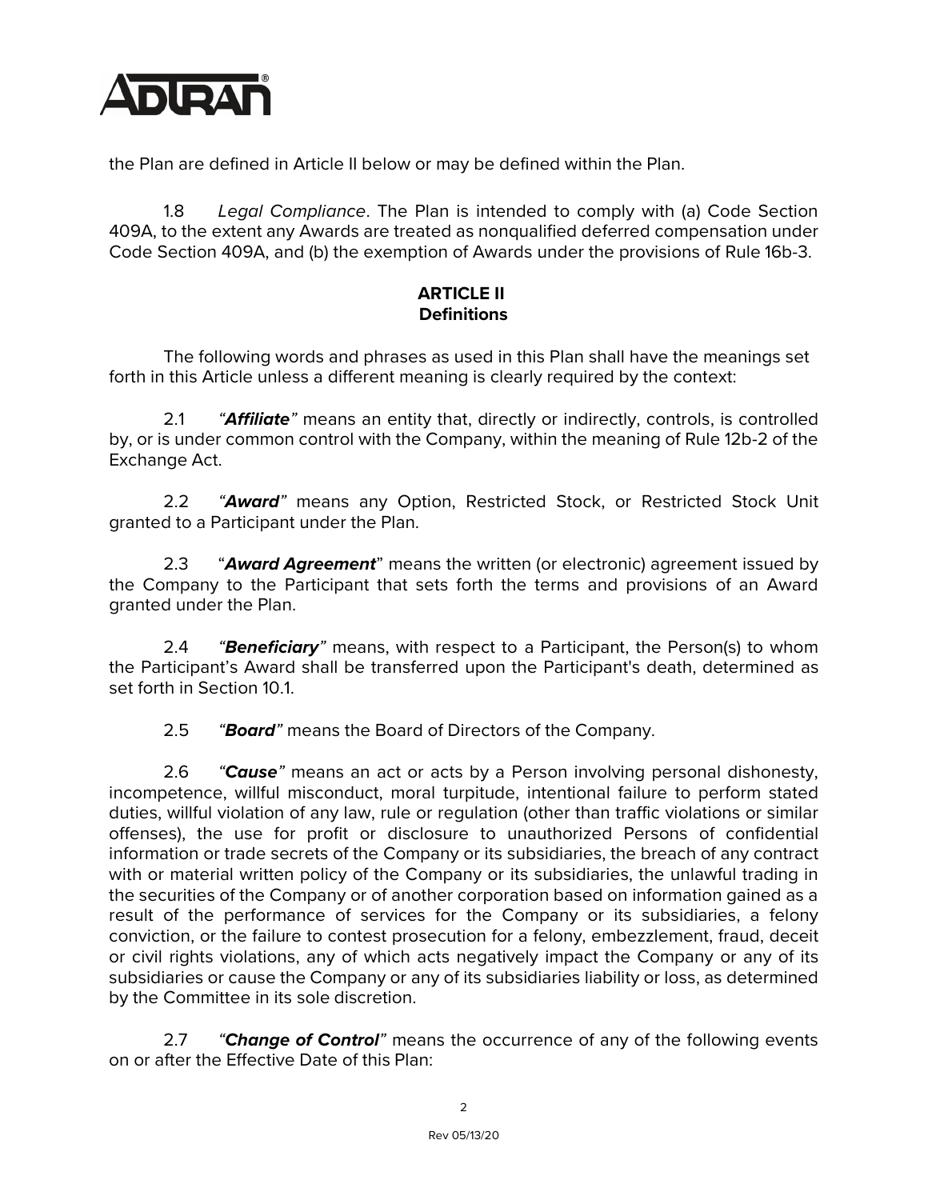the Plan are defined in Article II below or may be defined within the Plan.

1.8 *Legal Compliance*. The Plan is intended to comply with (a) Code Section 409A, to the extent any Awards are treated as nonqualified deferred compensation under Code Section 409A, and (b) the exemption of Awards under the provisions of Rule 16b-3.

## ARTICLE II
## Definitions

The following words and phrases as used in this Plan shall have the meanings set forth in this Article unless a different meaning is clearly required by the context:

2.1 *"**Affiliate**"* means an entity that, directly or indirectly, controls, is controlled by, or is under common control with the Company, within the meaning of Rule 12b-2 of the Exchange Act.

2.2 *"**Award**"* means any Option, Restricted Stock, or Restricted Stock Unit granted to a Participant under the Plan.

2.3 "***Award Agreement***" means the written (or electronic) agreement issued by the Company to the Participant that sets forth the terms and provisions of an Award granted under the Plan.

2.4 *"**Beneficiary**"* means, with respect to a Participant, the Person(s) to whom the Participant's Award shall be transferred upon the Participant's death, determined as set forth in Section 10.1.

2.5 *"**Board**"* means the Board of Directors of the Company.

2.6 *"**Cause**"* means an act or acts by a Person involving personal dishonesty, incompetence, willful misconduct, moral turpitude, intentional failure to perform stated duties, willful violation of any law, rule or regulation (other than traffic violations or similar offenses), the use for profit or disclosure to unauthorized Persons of confidential information or trade secrets of the Company or its subsidiaries, the breach of any contract with or material written policy of the Company or its subsidiaries, the unlawful trading in the securities of the Company or of another corporation based on information gained as a result of the performance of services for the Company or its subsidiaries, a felony conviction, or the failure to contest prosecution for a felony, embezzlement, fraud, deceit or civil rights violations, any of which acts negatively impact the Company or any of its subsidiaries or cause the Company or any of its subsidiaries liability or loss, as determined by the Committee in its sole discretion.

2.7 *"**Change of Control**"* means the occurrence of any of the following events on or after the Effective Date of this Plan: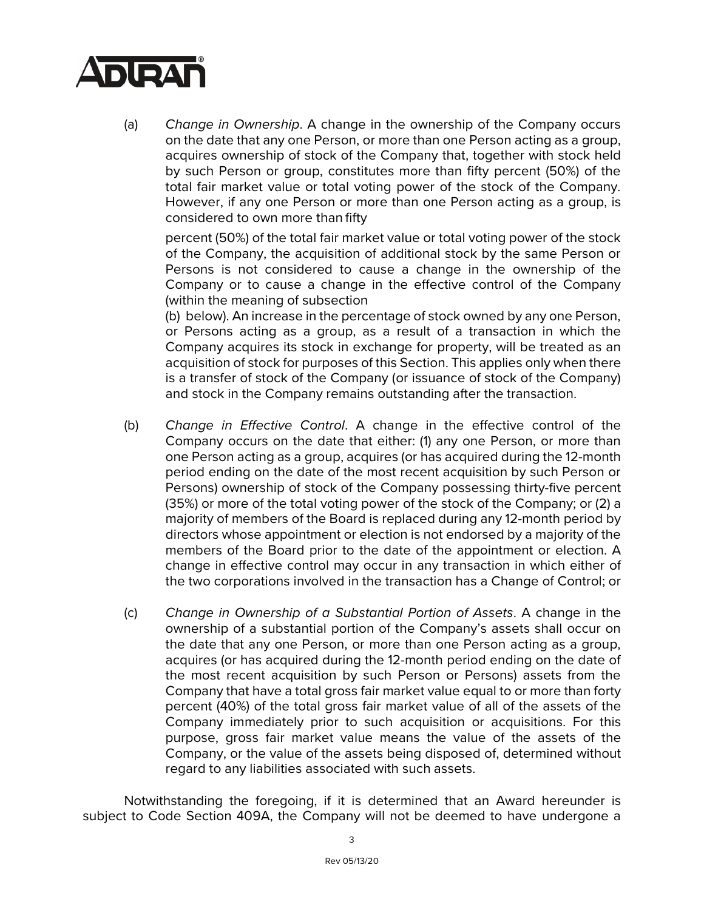(a) *Change in Ownership*. A change in the ownership of the Company occurs on the date that any one Person, or more than one Person acting as a group, acquires ownership of stock of the Company that, together with stock held by such Person or group, constitutes more than fifty percent (50%) of the total fair market value or total voting power of the stock of the Company. However, if any one Person or more than one Person acting as a group, is considered to own more than fifty percent (50%) of the total fair market value or total voting power of the stock of the Company, the acquisition of additional stock by the same Person or Persons is not considered to cause a change in the ownership of the Company or to cause a change in the effective control of the Company (within the meaning of subsection (b) below). An increase in the percentage of stock owned by any one Person, or Persons acting as a group, as a result of a transaction in which the Company acquires its stock in exchange for property, will be treated as an acquisition of stock for purposes of this Section. This applies only when there is a transfer of stock of the Company (or issuance of stock of the Company) and stock in the Company remains outstanding after the transaction.

(b) *Change in Effective Control*. A change in the effective control of the Company occurs on the date that either: (1) any one Person, or more than one Person acting as a group, acquires (or has acquired during the 12-month period ending on the date of the most recent acquisition by such Person or Persons) ownership of stock of the Company possessing thirty-five percent (35%) or more of the total voting power of the stock of the Company; or (2) a majority of members of the Board is replaced during any 12-month period by directors whose appointment or election is not endorsed by a majority of the members of the Board prior to the date of the appointment or election. A change in effective control may occur in any transaction in which either of the two corporations involved in the transaction has a Change of Control; or

(c) *Change in Ownership of a Substantial Portion of Assets*. A change in the ownership of a substantial portion of the Company's assets shall occur on the date that any one Person, or more than one Person acting as a group, acquires (or has acquired during the 12-month period ending on the date of the most recent acquisition by such Person or Persons) assets from the Company that have a total gross fair market value equal to or more than forty percent (40%) of the total gross fair market value of all of the assets of the Company immediately prior to such acquisition or acquisitions. For this purpose, gross fair market value means the value of the assets of the Company, or the value of the assets being disposed of, determined without regard to any liabilities associated with such assets.

Notwithstanding the foregoing, if it is determined that an Award hereunder is subject to Code Section 409A, the Company will not be deemed to have undergone a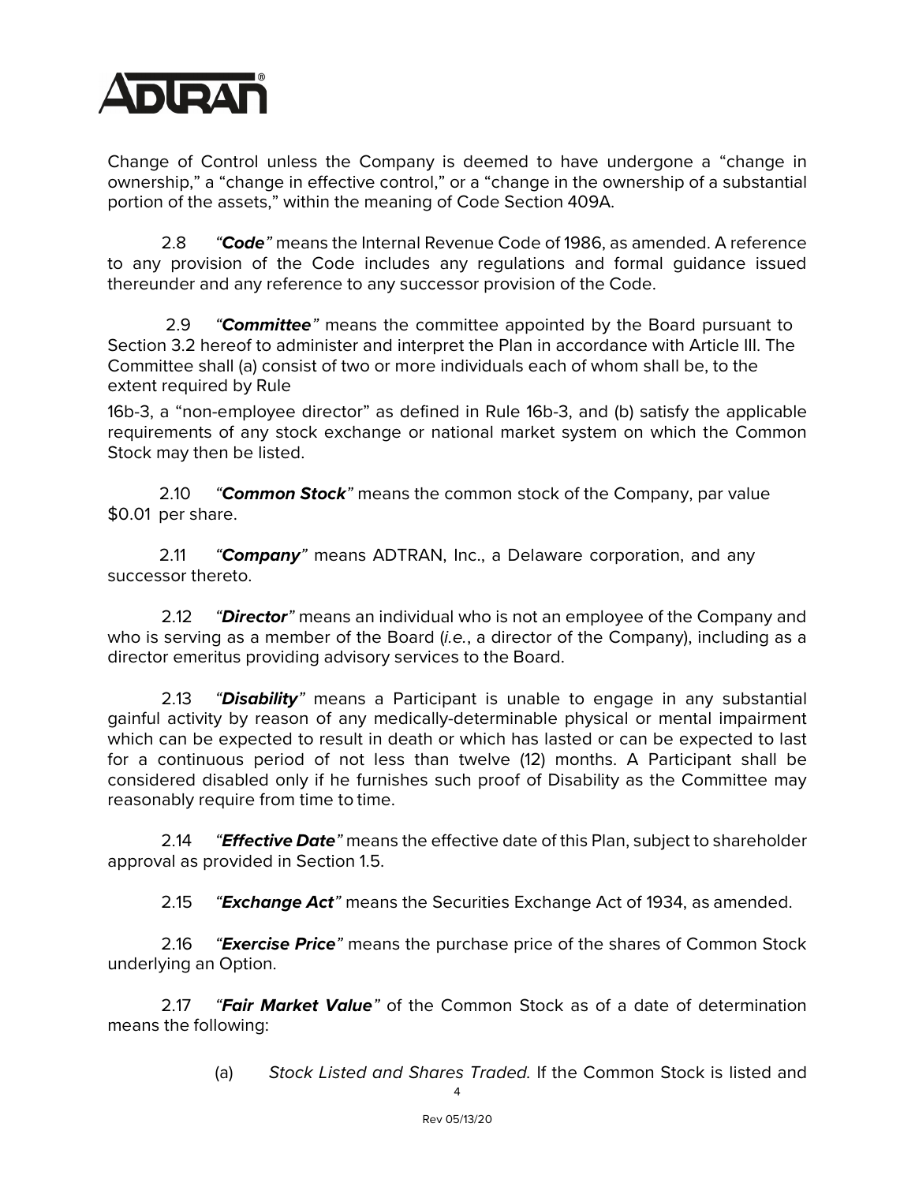Change of Control unless the Company is deemed to have undergone a "change in ownership," a "change in effective control," or a "change in the ownership of a substantial portion of the assets," within the meaning of Code Section 409A.

2.8 *"**Code**"* means the Internal Revenue Code of 1986, as amended. A reference to any provision of the Code includes any regulations and formal guidance issued thereunder and any reference to any successor provision of the Code.

2.9 *"**Committee**"* means the committee appointed by the Board pursuant to Section 3.2 hereof to administer and interpret the Plan in accordance with Article III. The Committee shall (a) consist of two or more individuals each of whom shall be, to the extent required by Rule 16b-3, a "non-employee director" as defined in Rule 16b-3, and (b) satisfy the applicable requirements of any stock exchange or national market system on which the Common Stock may then be listed.

2.10 *"**Common Stock**"* means the common stock of the Company, par value $0.01 per share.

2.11 *"**Company**"* means ADTRAN, Inc., a Delaware corporation, and any successor thereto.

2.12 *"**Director**"* means an individual who is not an employee of the Company and who is serving as a member of the Board (*i.e.*, a director of the Company), including as a director emeritus providing advisory services to the Board.

2.13 *"**Disability**"* means a Participant is unable to engage in any substantial gainful activity by reason of any medically-determinable physical or mental impairment which can be expected to result in death or which has lasted or can be expected to last for a continuous period of not less than twelve (12) months. A Participant shall be considered disabled only if he furnishes such proof of Disability as the Committee may reasonably require from time to time.

2.14 *"**Effective Date**"* means the effective date of this Plan, subject to shareholder approval as provided in Section 1.5.

2.15 *"**Exchange Act**"* means the Securities Exchange Act of 1934, as amended.

2.16 *"**Exercise Price**"* means the purchase price of the shares of Common Stock underlying an Option.

2.17 *"**Fair Market Value**"* of the Common Stock as of a date of determination means the following:

(a) *Stock Listed and Shares Traded.* If the Common Stock is listed and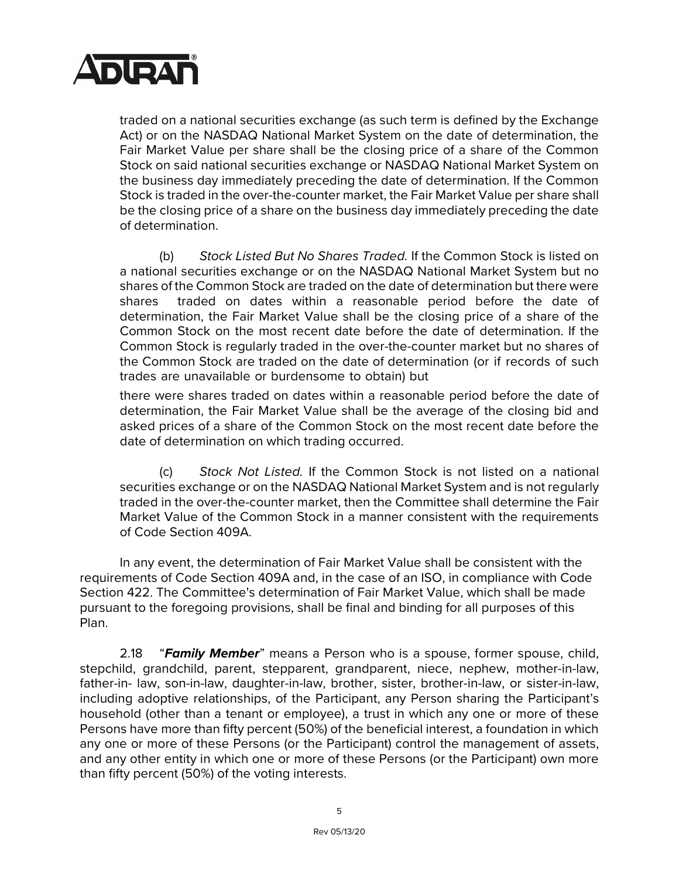traded on a national securities exchange (as such term is defined by the Exchange Act) or on the NASDAQ National Market System on the date of determination, the Fair Market Value per share shall be the closing price of a share of the Common Stock on said national securities exchange or NASDAQ National Market System on the business day immediately preceding the date of determination. If the Common Stock is traded in the over-the-counter market, the Fair Market Value per share shall be the closing price of a share on the business day immediately preceding the date of determination.

(b) *Stock Listed But No Shares Traded.* If the Common Stock is listed on a national securities exchange or on the NASDAQ National Market System but no shares of the Common Stock are traded on the date of determination but there were shares traded on dates within a reasonable period before the date of determination, the Fair Market Value shall be the closing price of a share of the Common Stock on the most recent date before the date of determination. If the Common Stock is regularly traded in the over-the-counter market but no shares of the Common Stock are traded on the date of determination (or if records of such trades are unavailable or burdensome to obtain) but there were shares traded on dates within a reasonable period before the date of determination, the Fair Market Value shall be the average of the closing bid and asked prices of a share of the Common Stock on the most recent date before the date of determination on which trading occurred.

(c) *Stock Not Listed.* If the Common Stock is not listed on a national securities exchange or on the NASDAQ National Market System and is not regularly traded in the over-the-counter market, then the Committee shall determine the Fair Market Value of the Common Stock in a manner consistent with the requirements of Code Section 409A.

In any event, the determination of Fair Market Value shall be consistent with the requirements of Code Section 409A and, in the case of an ISO, in compliance with Code Section 422. The Committee's determination of Fair Market Value, which shall be made pursuant to the foregoing provisions, shall be final and binding for all purposes of this Plan.

2.18 "***Family Member***" means a Person who is a spouse, former spouse, child, stepchild, grandchild, parent, stepparent, grandparent, niece, nephew, mother-in-law, father-in- law, son-in-law, daughter-in-law, brother, sister, brother-in-law, or sister-in-law, including adoptive relationships, of the Participant, any Person sharing the Participant's household (other than a tenant or employee), a trust in which any one or more of these Persons have more than fifty percent (50%) of the beneficial interest, a foundation in which any one or more of these Persons (or the Participant) control the management of assets, and any other entity in which one or more of these Persons (or the Participant) own more than fifty percent (50%) of the voting interests.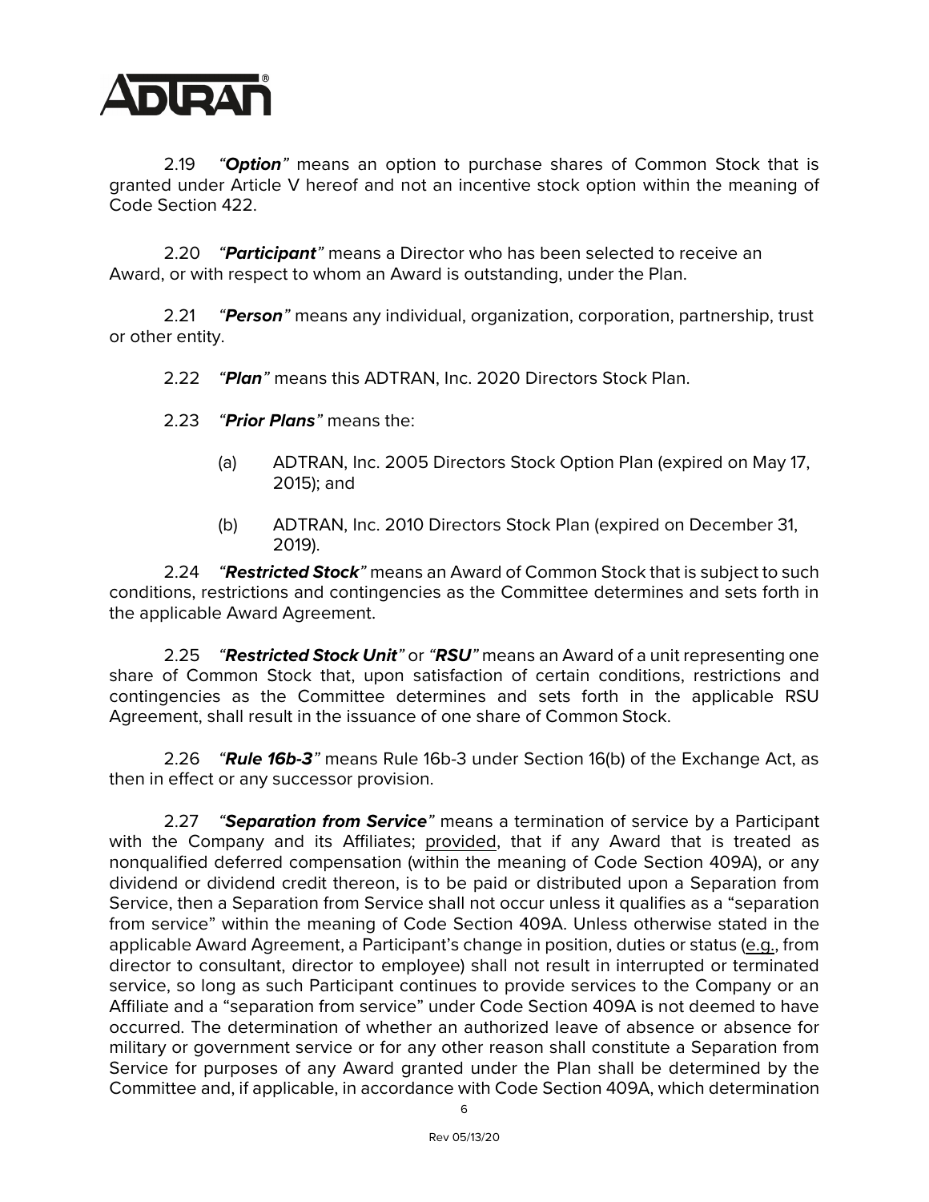2.19 *"**Option**"* means an option to purchase shares of Common Stock that is granted under Article V hereof and not an incentive stock option within the meaning of Code Section 422.

2.20 *"**Participant**"* means a Director who has been selected to receive an Award, or with respect to whom an Award is outstanding, under the Plan.

2.21 *"**Person**"* means any individual, organization, corporation, partnership, trust or other entity.

2.22 *"**Plan**"* means this ADTRAN, Inc. 2020 Directors Stock Plan.

2.23 *"**Prior Plans**"* means the:

(a) ADTRAN, Inc. 2005 Directors Stock Option Plan (expired on May 17, 2015); and

(b) ADTRAN, Inc. 2010 Directors Stock Plan (expired on December 31, 2019).

2.24 *"**Restricted Stock**"* means an Award of Common Stock that is subject to such conditions, restrictions and contingencies as the Committee determines and sets forth in the applicable Award Agreement.

2.25 *"**Restricted Stock Unit**"* or *"**RSU**"* means an Award of a unit representing one share of Common Stock that, upon satisfaction of certain conditions, restrictions and contingencies as the Committee determines and sets forth in the applicable RSU Agreement, shall result in the issuance of one share of Common Stock.

2.26 *"**Rule 16b-3**"* means Rule 16b-3 under Section 16(b) of the Exchange Act, as then in effect or any successor provision.

2.27 *"**Separation from Service**"* means a termination of service by a Participant with the Company and its Affiliates; provided, that if any Award that is treated as nonqualified deferred compensation (within the meaning of Code Section 409A), or any dividend or dividend credit thereon, is to be paid or distributed upon a Separation from Service, then a Separation from Service shall not occur unless it qualifies as a "separation from service" within the meaning of Code Section 409A. Unless otherwise stated in the applicable Award Agreement, a Participant's change in position, duties or status (e.g., from director to consultant, director to employee) shall not result in interrupted or terminated service, so long as such Participant continues to provide services to the Company or an Affiliate and a "separation from service" under Code Section 409A is not deemed to have occurred. The determination of whether an authorized leave of absence or absence for military or government service or for any other reason shall constitute a Separation from Service for purposes of any Award granted under the Plan shall be determined by the Committee and, if applicable, in accordance with Code Section 409A, which determination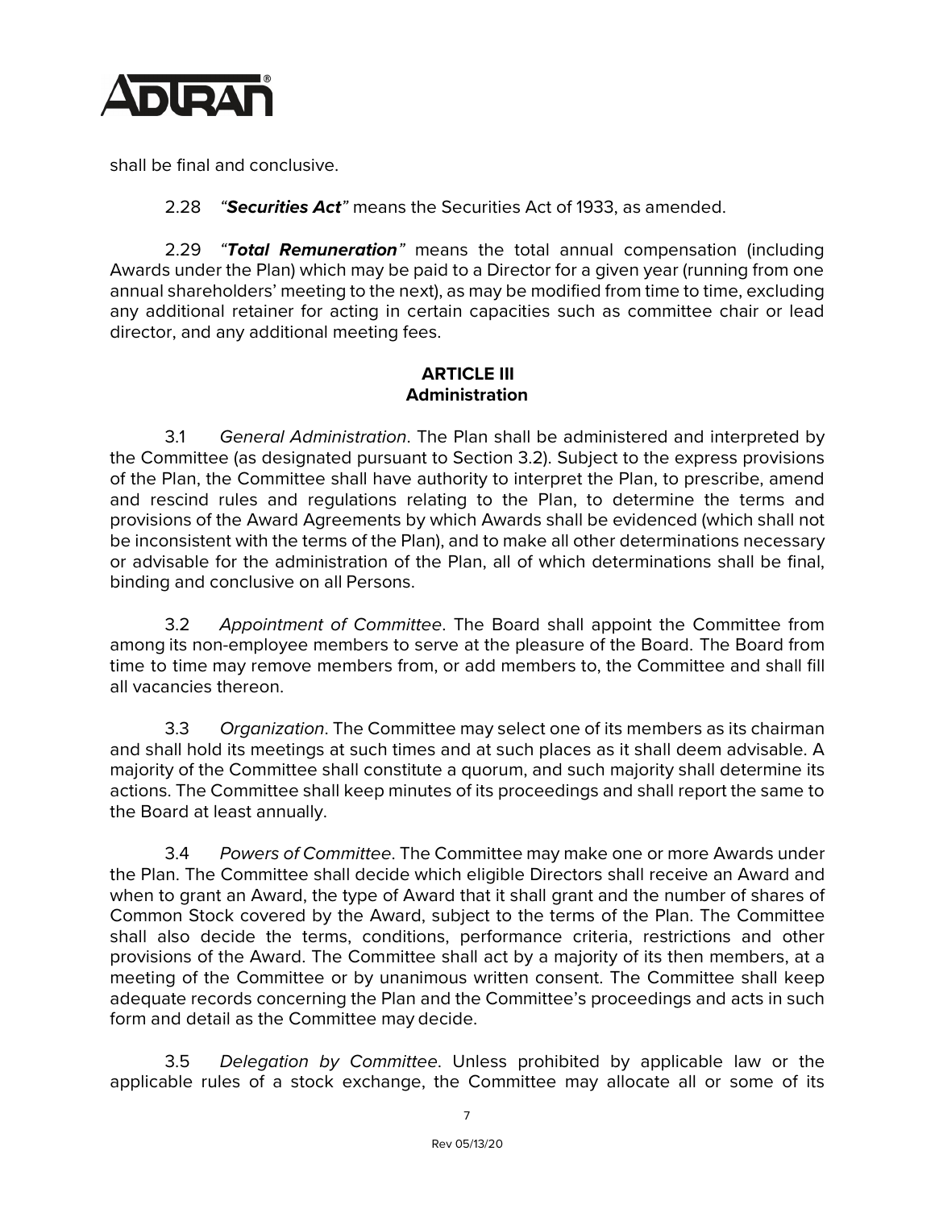shall be final and conclusive.

2.28 *“**Securities Act**”* means the Securities Act of 1933, as amended.

2.29 *“**Total Remuneration**”* means the total annual compensation (including Awards under the Plan) which may be paid to a Director for a given year (running from one annual shareholders’ meeting to the next), as may be modified from time to time, excluding any additional retainer for acting in certain capacities such as committee chair or lead director, and any additional meeting fees.

## ARTICLE III
## Administration

3.1 *General Administration*. The Plan shall be administered and interpreted by the Committee (as designated pursuant to Section 3.2). Subject to the express provisions of the Plan, the Committee shall have authority to interpret the Plan, to prescribe, amend and rescind rules and regulations relating to the Plan, to determine the terms and provisions of the Award Agreements by which Awards shall be evidenced (which shall not be inconsistent with the terms of the Plan), and to make all other determinations necessary or advisable for the administration of the Plan, all of which determinations shall be final, binding and conclusive on all Persons.

3.2 *Appointment of Committee*. The Board shall appoint the Committee from among its non-employee members to serve at the pleasure of the Board. The Board from time to time may remove members from, or add members to, the Committee and shall fill all vacancies thereon.

3.3 *Organization*. The Committee may select one of its members as its chairman and shall hold its meetings at such times and at such places as it shall deem advisable. A majority of the Committee shall constitute a quorum, and such majority shall determine its actions. The Committee shall keep minutes of its proceedings and shall report the same to the Board at least annually.

3.4 *Powers of Committee*. The Committee may make one or more Awards under the Plan. The Committee shall decide which eligible Directors shall receive an Award and when to grant an Award, the type of Award that it shall grant and the number of shares of Common Stock covered by the Award, subject to the terms of the Plan. The Committee shall also decide the terms, conditions, performance criteria, restrictions and other provisions of the Award. The Committee shall act by a majority of its then members, at a meeting of the Committee or by unanimous written consent. The Committee shall keep adequate records concerning the Plan and the Committee’s proceedings and acts in such form and detail as the Committee may decide.

3.5 *Delegation by Committee*. Unless prohibited by applicable law or the applicable rules of a stock exchange, the Committee may allocate all or some of its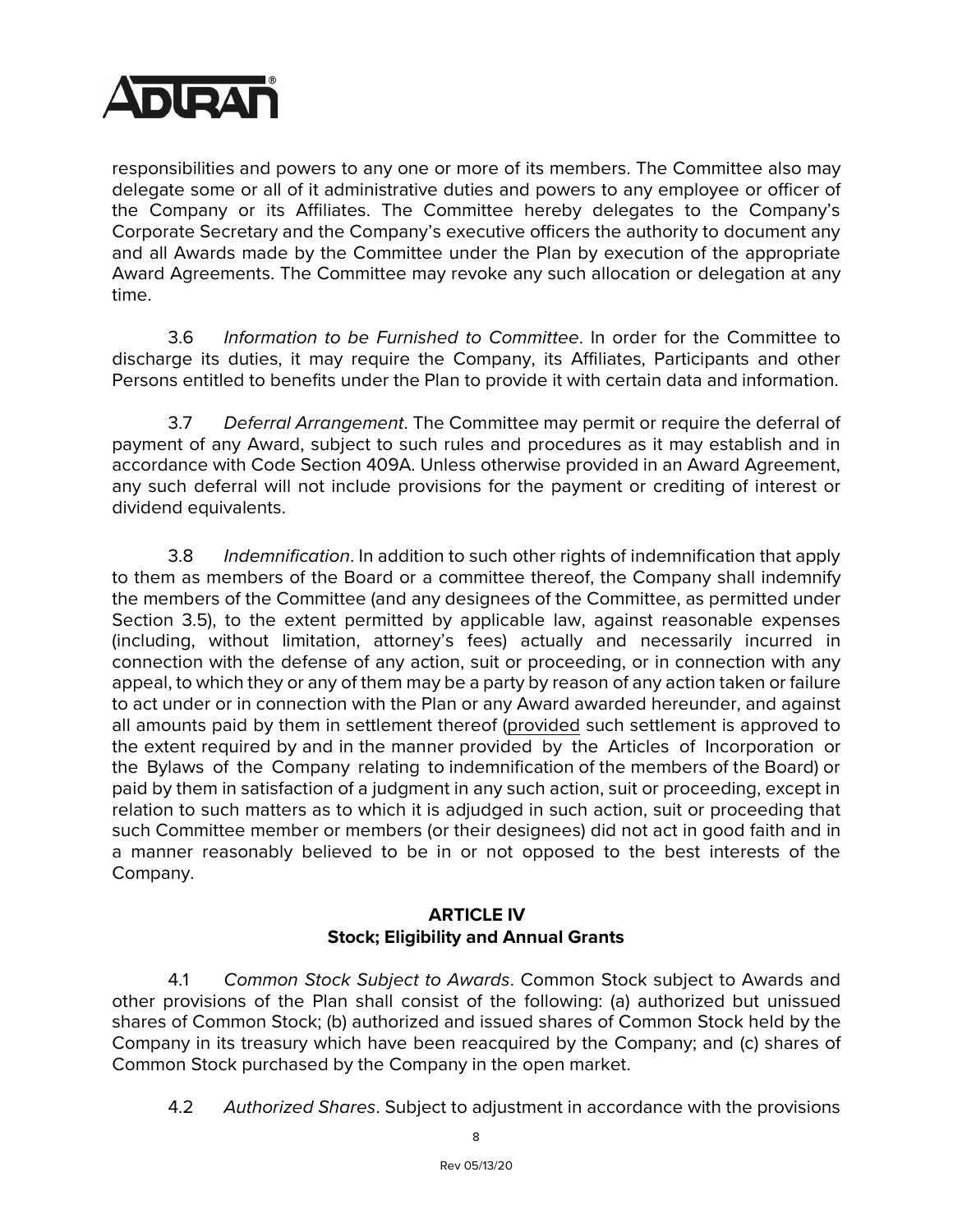responsibilities and powers to any one or more of its members. The Committee also may delegate some or all of it administrative duties and powers to any employee or officer of the Company or its Affiliates. The Committee hereby delegates to the Company's Corporate Secretary and the Company's executive officers the authority to document any and all Awards made by the Committee under the Plan by execution of the appropriate Award Agreements. The Committee may revoke any such allocation or delegation at any time.

3.6 *Information to be Furnished to Committee*. In order for the Committee to discharge its duties, it may require the Company, its Affiliates, Participants and other Persons entitled to benefits under the Plan to provide it with certain data and information.

3.7 *Deferral Arrangement*. The Committee may permit or require the deferral of payment of any Award, subject to such rules and procedures as it may establish and in accordance with Code Section 409A. Unless otherwise provided in an Award Agreement, any such deferral will not include provisions for the payment or crediting of interest or dividend equivalents.

3.8 *Indemnification*. In addition to such other rights of indemnification that apply to them as members of the Board or a committee thereof, the Company shall indemnify the members of the Committee (and any designees of the Committee, as permitted under Section 3.5), to the extent permitted by applicable law, against reasonable expenses (including, without limitation, attorney's fees) actually and necessarily incurred in connection with the defense of any action, suit or proceeding, or in connection with any appeal, to which they or any of them may be a party by reason of any action taken or failure to act under or in connection with the Plan or any Award awarded hereunder, and against all amounts paid by them in settlement thereof (provided such settlement is approved to the extent required by and in the manner provided by the Articles of Incorporation or the Bylaws of the Company relating to indemnification of the members of the Board) or paid by them in satisfaction of a judgment in any such action, suit or proceeding, except in relation to such matters as to which it is adjudged in such action, suit or proceeding that such Committee member or members (or their designees) did not act in good faith and in a manner reasonably believed to be in or not opposed to the best interests of the Company.

## ARTICLE IV
## Stock; Eligibility and Annual Grants

4.1 *Common Stock Subject to Awards*. Common Stock subject to Awards and other provisions of the Plan shall consist of the following: (a) authorized but unissued shares of Common Stock; (b) authorized and issued shares of Common Stock held by the Company in its treasury which have been reacquired by the Company; and (c) shares of Common Stock purchased by the Company in the open market.

4.2 *Authorized Shares*. Subject to adjustment in accordance with the provisions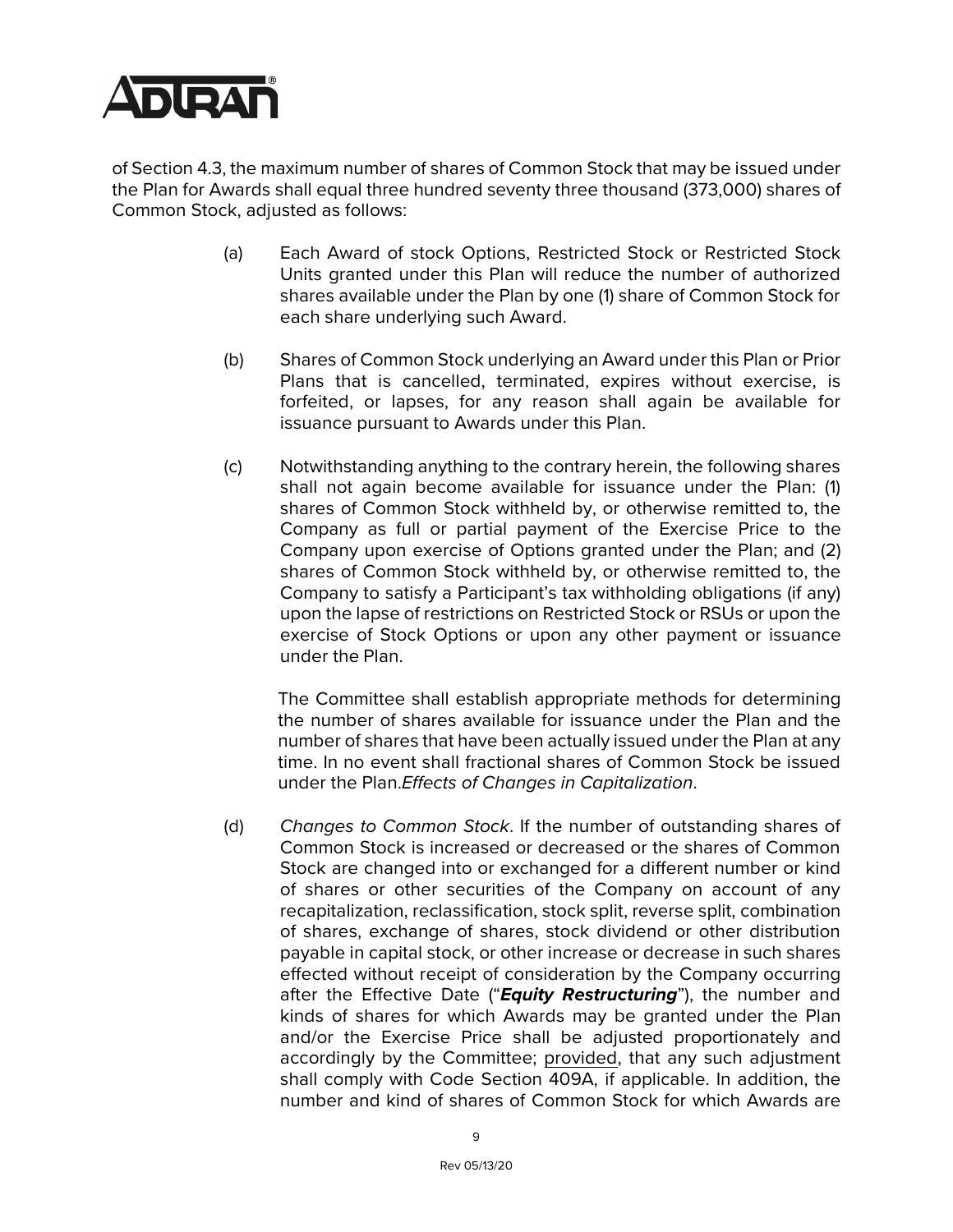of Section 4.3, the maximum number of shares of Common Stock that may be issued under the Plan for Awards shall equal three hundred seventy three thousand (373,000) shares of Common Stock, adjusted as follows:

(a) Each Award of stock Options, Restricted Stock or Restricted Stock Units granted under this Plan will reduce the number of authorized shares available under the Plan by one (1) share of Common Stock for each share underlying such Award.

(b) Shares of Common Stock underlying an Award under this Plan or Prior Plans that is cancelled, terminated, expires without exercise, is forfeited, or lapses, for any reason shall again be available for issuance pursuant to Awards under this Plan.

(c) Notwithstanding anything to the contrary herein, the following shares shall not again become available for issuance under the Plan: (1) shares of Common Stock withheld by, or otherwise remitted to, the Company as full or partial payment of the Exercise Price to the Company upon exercise of Options granted under the Plan; and (2) shares of Common Stock withheld by, or otherwise remitted to, the Company to satisfy a Participant's tax withholding obligations (if any) upon the lapse of restrictions on Restricted Stock or RSUs or upon the exercise of Stock Options or upon any other payment or issuance under the Plan.

The Committee shall establish appropriate methods for determining the number of shares available for issuance under the Plan and the number of shares that have been actually issued under the Plan at any time. In no event shall fractional shares of Common Stock be issued under the Plan.*Effects of Changes in Capitalization*.

(d) *Changes to Common Stock*. If the number of outstanding shares of Common Stock is increased or decreased or the shares of Common Stock are changed into or exchanged for a different number or kind of shares or other securities of the Company on account of any recapitalization, reclassification, stock split, reverse split, combination of shares, exchange of shares, stock dividend or other distribution payable in capital stock, or other increase or decrease in such shares effected without receipt of consideration by the Company occurring after the Effective Date ("***Equity Restructuring***"), the number and kinds of shares for which Awards may be granted under the Plan and/or the Exercise Price shall be adjusted proportionately and accordingly by the Committee; provided, that any such adjustment shall comply with Code Section 409A, if applicable. In addition, the number and kind of shares of Common Stock for which Awards are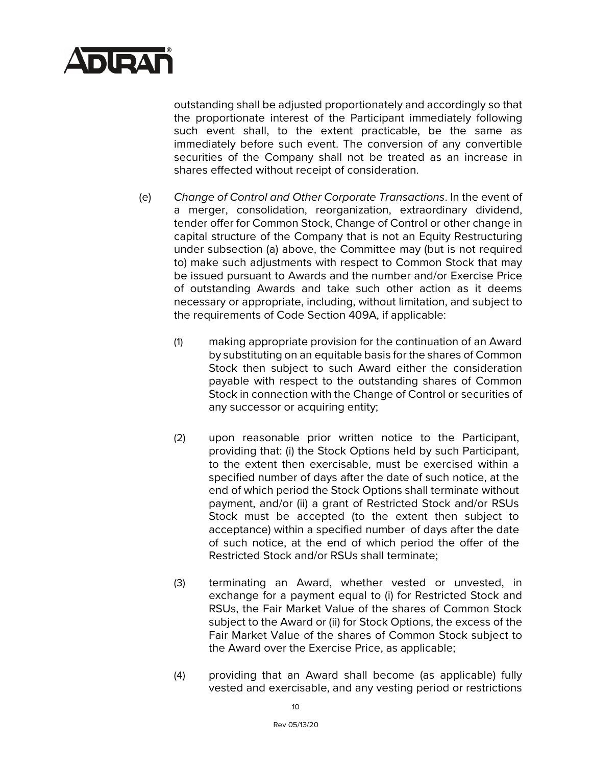outstanding shall be adjusted proportionately and accordingly so that the proportionate interest of the Participant immediately following such event shall, to the extent practicable, be the same as immediately before such event. The conversion of any convertible securities of the Company shall not be treated as an increase in shares effected without receipt of consideration.

(e) *Change of Control and Other Corporate Transactions*. In the event of a merger, consolidation, reorganization, extraordinary dividend, tender offer for Common Stock, Change of Control or other change in capital structure of the Company that is not an Equity Restructuring under subsection (a) above, the Committee may (but is not required to) make such adjustments with respect to Common Stock that may be issued pursuant to Awards and the number and/or Exercise Price of outstanding Awards and take such other action as it deems necessary or appropriate, including, without limitation, and subject to the requirements of Code Section 409A, if applicable:

(1) making appropriate provision for the continuation of an Award by substituting on an equitable basis for the shares of Common Stock then subject to such Award either the consideration payable with respect to the outstanding shares of Common Stock in connection with the Change of Control or securities of any successor or acquiring entity;

(2) upon reasonable prior written notice to the Participant, providing that: (i) the Stock Options held by such Participant, to the extent then exercisable, must be exercised within a specified number of days after the date of such notice, at the end of which period the Stock Options shall terminate without payment, and/or (ii) a grant of Restricted Stock and/or RSUs Stock must be accepted (to the extent then subject to acceptance) within a specified number of days after the date of such notice, at the end of which period the offer of the Restricted Stock and/or RSUs shall terminate;

(3) terminating an Award, whether vested or unvested, in exchange for a payment equal to (i) for Restricted Stock and RSUs, the Fair Market Value of the shares of Common Stock subject to the Award or (ii) for Stock Options, the excess of the Fair Market Value of the shares of Common Stock subject to the Award over the Exercise Price, as applicable;

(4) providing that an Award shall become (as applicable) fully vested and exercisable, and any vesting period or restrictions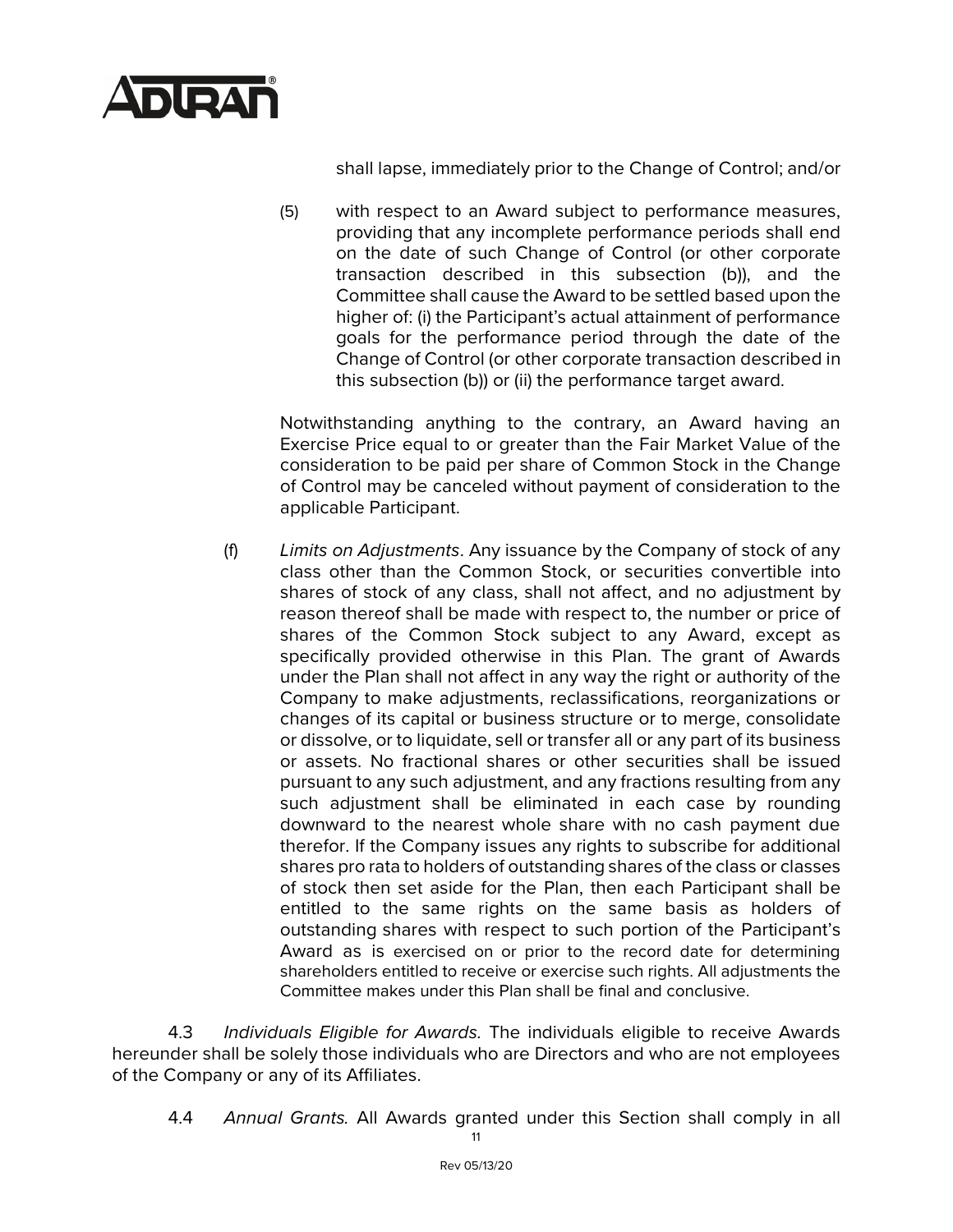shall lapse, immediately prior to the Change of Control; and/or

(5) with respect to an Award subject to performance measures, providing that any incomplete performance periods shall end on the date of such Change of Control (or other corporate transaction described in this subsection (b)), and the Committee shall cause the Award to be settled based upon the higher of: (i) the Participant's actual attainment of performance goals for the performance period through the date of the Change of Control (or other corporate transaction described in this subsection (b)) or (ii) the performance target award.

Notwithstanding anything to the contrary, an Award having an Exercise Price equal to or greater than the Fair Market Value of the consideration to be paid per share of Common Stock in the Change of Control may be canceled without payment of consideration to the applicable Participant.

(f) *Limits on Adjustments*. Any issuance by the Company of stock of any class other than the Common Stock, or securities convertible into shares of stock of any class, shall not affect, and no adjustment by reason thereof shall be made with respect to, the number or price of shares of the Common Stock subject to any Award, except as specifically provided otherwise in this Plan. The grant of Awards under the Plan shall not affect in any way the right or authority of the Company to make adjustments, reclassifications, reorganizations or changes of its capital or business structure or to merge, consolidate or dissolve, or to liquidate, sell or transfer all or any part of its business or assets. No fractional shares or other securities shall be issued pursuant to any such adjustment, and any fractions resulting from any such adjustment shall be eliminated in each case by rounding downward to the nearest whole share with no cash payment due therefor. If the Company issues any rights to subscribe for additional shares pro rata to holders of outstanding shares of the class or classes of stock then set aside for the Plan, then each Participant shall be entitled to the same rights on the same basis as holders of outstanding shares with respect to such portion of the Participant's Award as is exercised on or prior to the record date for determining shareholders entitled to receive or exercise such rights. All adjustments the Committee makes under this Plan shall be final and conclusive.

4.3 *Individuals Eligible for Awards*. The individuals eligible to receive Awards hereunder shall be solely those individuals who are Directors and who are not employees of the Company or any of its Affiliates.

4.4 *Annual Grants*. All Awards granted under this Section shall comply in all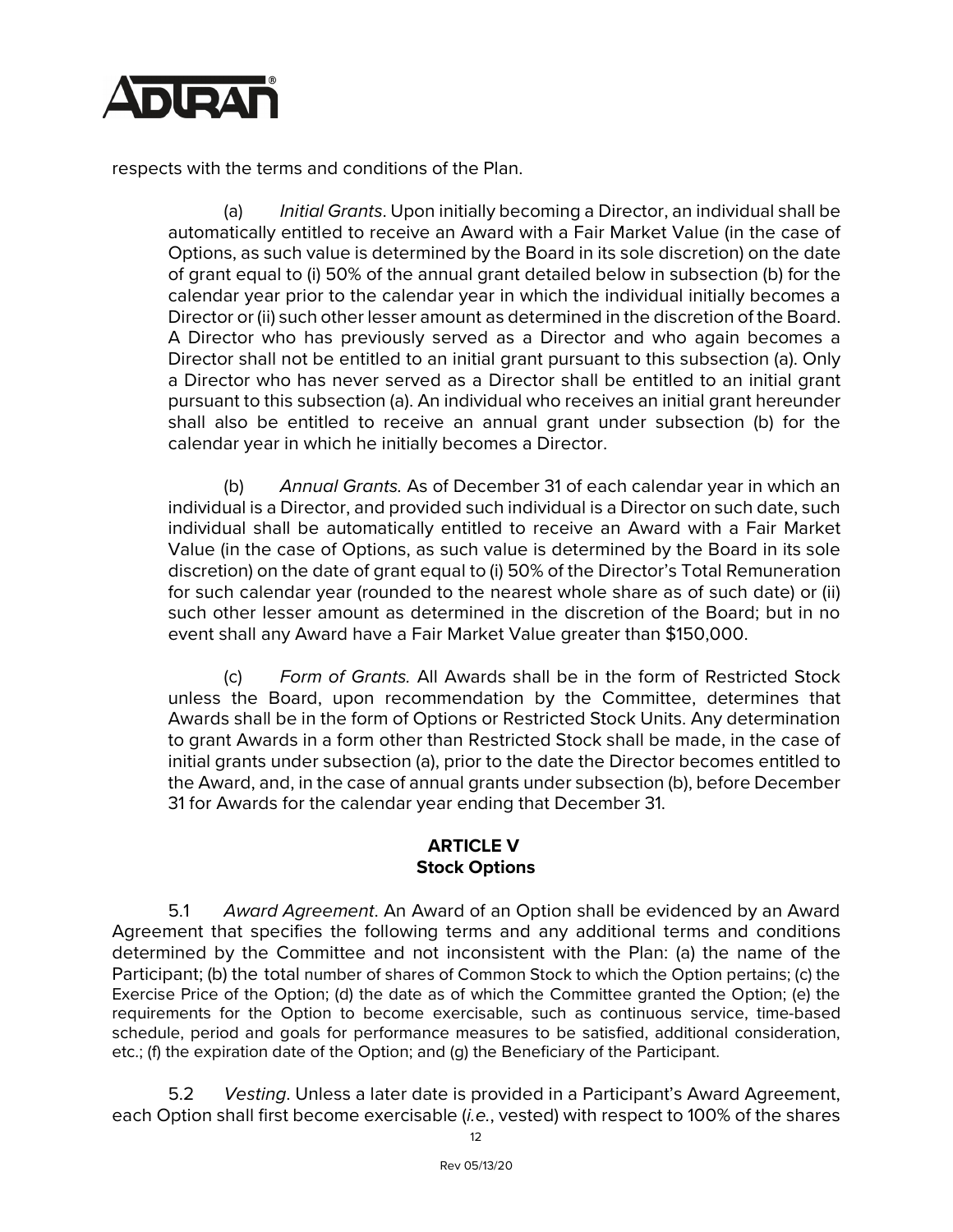respects with the terms and conditions of the Plan.

(a) *Initial Grants*. Upon initially becoming a Director, an individual shall be automatically entitled to receive an Award with a Fair Market Value (in the case of Options, as such value is determined by the Board in its sole discretion) on the date of grant equal to (i) 50% of the annual grant detailed below in subsection (b) for the calendar year prior to the calendar year in which the individual initially becomes a Director or (ii) such other lesser amount as determined in the discretion of the Board. A Director who has previously served as a Director and who again becomes a Director shall not be entitled to an initial grant pursuant to this subsection (a). Only a Director who has never served as a Director shall be entitled to an initial grant pursuant to this subsection (a). An individual who receives an initial grant hereunder shall also be entitled to receive an annual grant under subsection (b) for the calendar year in which he initially becomes a Director.

(b) *Annual Grants.* As of December 31 of each calendar year in which an individual is a Director, and provided such individual is a Director on such date, such individual shall be automatically entitled to receive an Award with a Fair Market Value (in the case of Options, as such value is determined by the Board in its sole discretion) on the date of grant equal to (i) 50% of the Director's Total Remuneration for such calendar year (rounded to the nearest whole share as of such date) or (ii) such other lesser amount as determined in the discretion of the Board; but in no event shall any Award have a Fair Market Value greater than $150,000.

(c) *Form of Grants.* All Awards shall be in the form of Restricted Stock unless the Board, upon recommendation by the Committee, determines that Awards shall be in the form of Options or Restricted Stock Units. Any determination to grant Awards in a form other than Restricted Stock shall be made, in the case of initial grants under subsection (a), prior to the date the Director becomes entitled to the Award, and, in the case of annual grants under subsection (b), before December 31 for Awards for the calendar year ending that December 31.

## ARTICLE V
## Stock Options

5.1 *Award Agreement*. An Award of an Option shall be evidenced by an Award Agreement that specifies the following terms and any additional terms and conditions determined by the Committee and not inconsistent with the Plan: (a) the name of the Participant; (b) the total number of shares of Common Stock to which the Option pertains; (c) the Exercise Price of the Option; (d) the date as of which the Committee granted the Option; (e) the requirements for the Option to become exercisable, such as continuous service, time-based schedule, period and goals for performance measures to be satisfied, additional consideration, etc.; (f) the expiration date of the Option; and (g) the Beneficiary of the Participant.

5.2 *Vesting*. Unless a later date is provided in a Participant's Award Agreement, each Option shall first become exercisable (*i.e.*, vested) with respect to 100% of the shares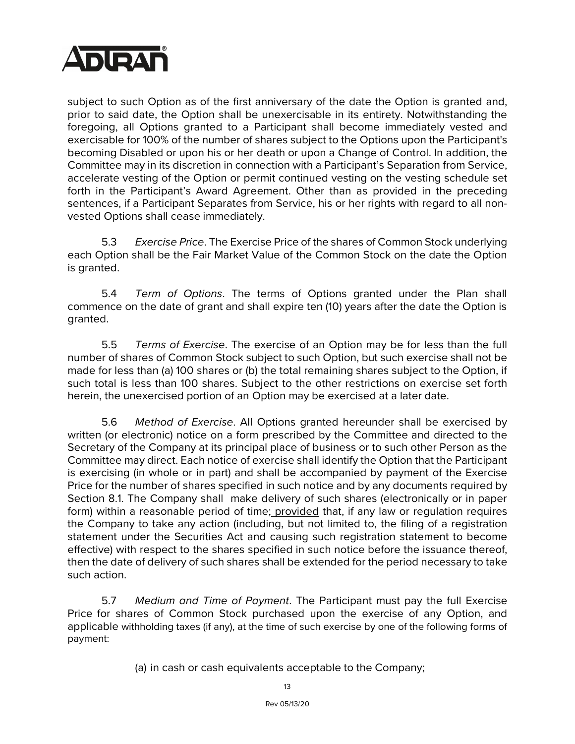subject to such Option as of the first anniversary of the date the Option is granted and, prior to said date, the Option shall be unexercisable in its entirety. Notwithstanding the foregoing, all Options granted to a Participant shall become immediately vested and exercisable for 100% of the number of shares subject to the Options upon the Participant's becoming Disabled or upon his or her death or upon a Change of Control. In addition, the Committee may in its discretion in connection with a Participant's Separation from Service, accelerate vesting of the Option or permit continued vesting on the vesting schedule set forth in the Participant's Award Agreement. Other than as provided in the preceding sentences, if a Participant Separates from Service, his or her rights with regard to all non-vested Options shall cease immediately.

5.3 *Exercise Price*. The Exercise Price of the shares of Common Stock underlying each Option shall be the Fair Market Value of the Common Stock on the date the Option is granted.

5.4 *Term of Options*. The terms of Options granted under the Plan shall commence on the date of grant and shall expire ten (10) years after the date the Option is granted.

5.5 *Terms of Exercise*. The exercise of an Option may be for less than the full number of shares of Common Stock subject to such Option, but such exercise shall not be made for less than (a) 100 shares or (b) the total remaining shares subject to the Option, if such total is less than 100 shares. Subject to the other restrictions on exercise set forth herein, the unexercised portion of an Option may be exercised at a later date.

5.6 *Method of Exercise*. All Options granted hereunder shall be exercised by written (or electronic) notice on a form prescribed by the Committee and directed to the Secretary of the Company at its principal place of business or to such other Person as the Committee may direct. Each notice of exercise shall identify the Option that the Participant is exercising (in whole or in part) and shall be accompanied by payment of the Exercise Price for the number of shares specified in such notice and by any documents required by Section 8.1. The Company shall make delivery of such shares (electronically or in paper form) within a reasonable period of time; provided that, if any law or regulation requires the Company to take any action (including, but not limited to, the filing of a registration statement under the Securities Act and causing such registration statement to become effective) with respect to the shares specified in such notice before the issuance thereof, then the date of delivery of such shares shall be extended for the period necessary to take such action.

5.7 *Medium and Time of Payment*. The Participant must pay the full Exercise Price for shares of Common Stock purchased upon the exercise of any Option, and applicable withholding taxes (if any), at the time of such exercise by one of the following forms of payment:

(a) in cash or cash equivalents acceptable to the Company;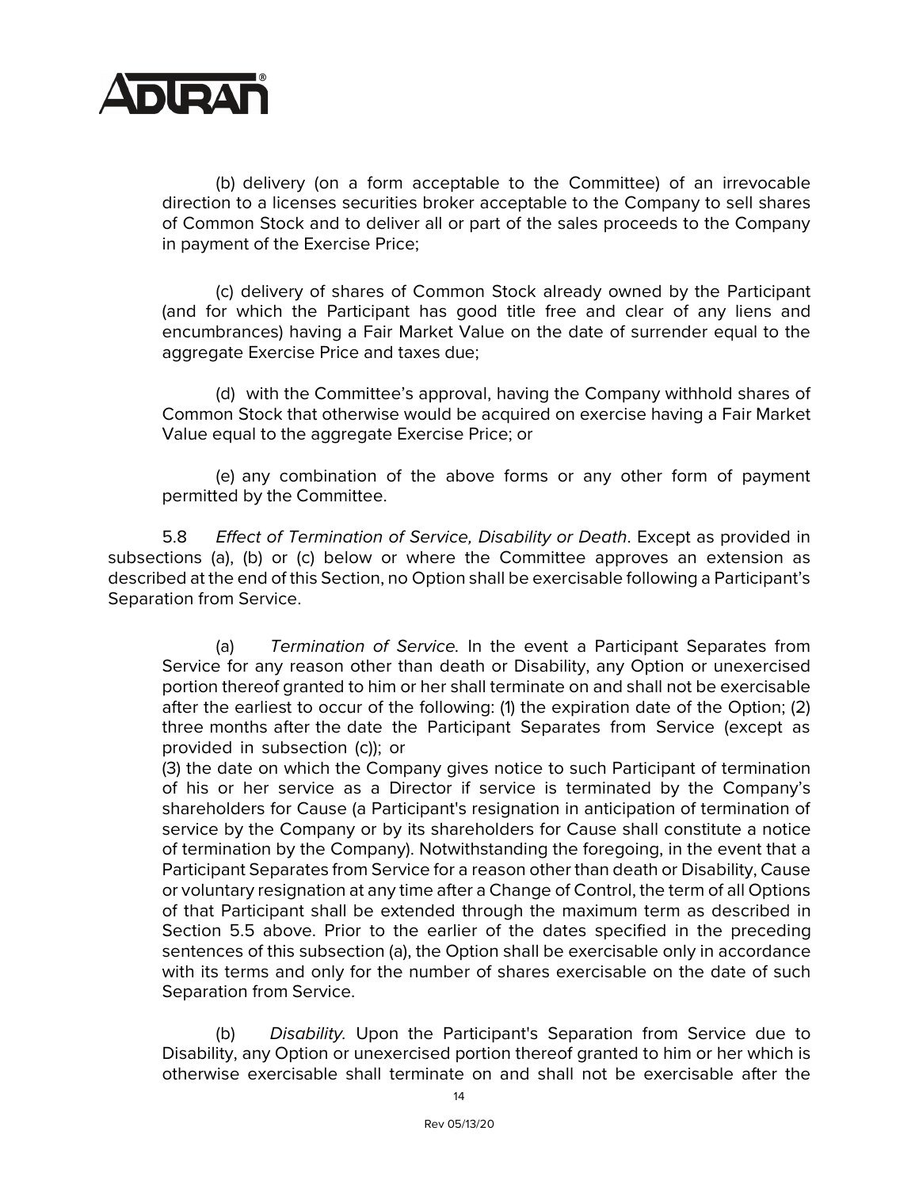(b) delivery (on a form acceptable to the Committee) of an irrevocable direction to a licenses securities broker acceptable to the Company to sell shares of Common Stock and to deliver all or part of the sales proceeds to the Company in payment of the Exercise Price;

(c) delivery of shares of Common Stock already owned by the Participant (and for which the Participant has good title free and clear of any liens and encumbrances) having a Fair Market Value on the date of surrender equal to the aggregate Exercise Price and taxes due;

(d) with the Committee's approval, having the Company withhold shares of Common Stock that otherwise would be acquired on exercise having a Fair Market Value equal to the aggregate Exercise Price; or

(e) any combination of the above forms or any other form of payment permitted by the Committee.

5.8 *Effect of Termination of Service, Disability or Death*. Except as provided in subsections (a), (b) or (c) below or where the Committee approves an extension as described at the end of this Section, no Option shall be exercisable following a Participant's Separation from Service.

(a) *Termination of Service*. In the event a Participant Separates from Service for any reason other than death or Disability, any Option or unexercised portion thereof granted to him or her shall terminate on and shall not be exercisable after the earliest to occur of the following: (1) the expiration date of the Option; (2) three months after the date the Participant Separates from Service (except as provided in subsection (c)); or
(3) the date on which the Company gives notice to such Participant of termination of his or her service as a Director if service is terminated by the Company's shareholders for Cause (a Participant's resignation in anticipation of termination of service by the Company or by its shareholders for Cause shall constitute a notice of termination by the Company). Notwithstanding the foregoing, in the event that a Participant Separates from Service for a reason other than death or Disability, Cause or voluntary resignation at any time after a Change of Control, the term of all Options of that Participant shall be extended through the maximum term as described in Section 5.5 above. Prior to the earlier of the dates specified in the preceding sentences of this subsection (a), the Option shall be exercisable only in accordance with its terms and only for the number of shares exercisable on the date of such Separation from Service.

(b) *Disability*. Upon the Participant's Separation from Service due to Disability, any Option or unexercised portion thereof granted to him or her which is otherwise exercisable shall terminate on and shall not be exercisable after the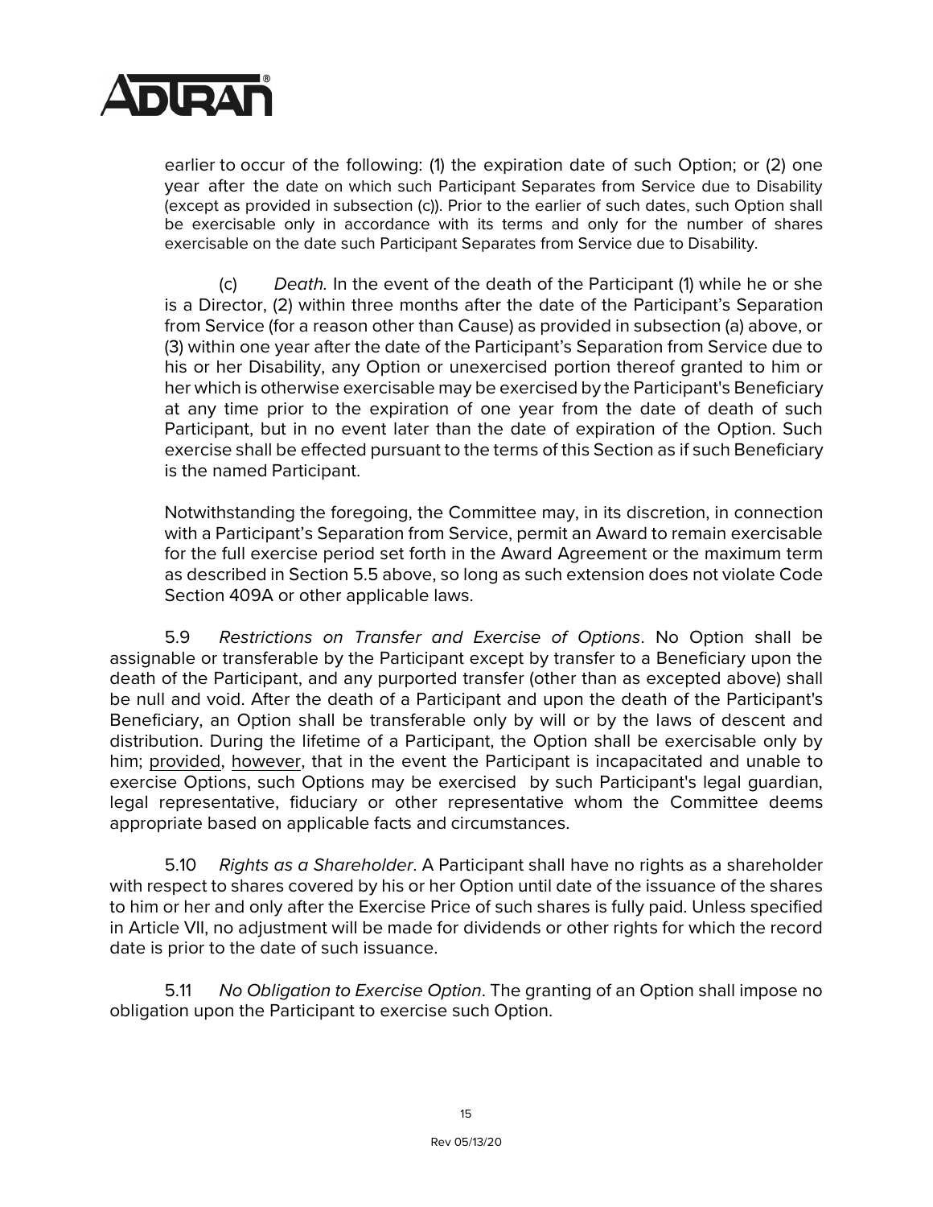earlier to occur of the following: (1) the expiration date of such Option; or (2) one year after the date on which such Participant Separates from Service due to Disability (except as provided in subsection (c)). Prior to the earlier of such dates, such Option shall be exercisable only in accordance with its terms and only for the number of shares exercisable on the date such Participant Separates from Service due to Disability.

(c) *Death.* In the event of the death of the Participant (1) while he or she is a Director, (2) within three months after the date of the Participant's Separation from Service (for a reason other than Cause) as provided in subsection (a) above, or (3) within one year after the date of the Participant's Separation from Service due to his or her Disability, any Option or unexercised portion thereof granted to him or her which is otherwise exercisable may be exercised by the Participant's Beneficiary at any time prior to the expiration of one year from the date of death of such Participant, but in no event later than the date of expiration of the Option. Such exercise shall be effected pursuant to the terms of this Section as if such Beneficiary is the named Participant.

Notwithstanding the foregoing, the Committee may, in its discretion, in connection with a Participant's Separation from Service, permit an Award to remain exercisable for the full exercise period set forth in the Award Agreement or the maximum term as described in Section 5.5 above, so long as such extension does not violate Code Section 409A or other applicable laws.

5.9 *Restrictions on Transfer and Exercise of Options*. No Option shall be assignable or transferable by the Participant except by transfer to a Beneficiary upon the death of the Participant, and any purported transfer (other than as excepted above) shall be null and void. After the death of a Participant and upon the death of the Participant's Beneficiary, an Option shall be transferable only by will or by the laws of descent and distribution. During the lifetime of a Participant, the Option shall be exercisable only by him; provided, however, that in the event the Participant is incapacitated and unable to exercise Options, such Options may be exercised by such Participant's legal guardian, legal representative, fiduciary or other representative whom the Committee deems appropriate based on applicable facts and circumstances.

5.10 *Rights as a Shareholder*. A Participant shall have no rights as a shareholder with respect to shares covered by his or her Option until date of the issuance of the shares to him or her and only after the Exercise Price of such shares is fully paid. Unless specified in Article VII, no adjustment will be made for dividends or other rights for which the record date is prior to the date of such issuance.

5.11 *No Obligation to Exercise Option*. The granting of an Option shall impose no obligation upon the Participant to exercise such Option.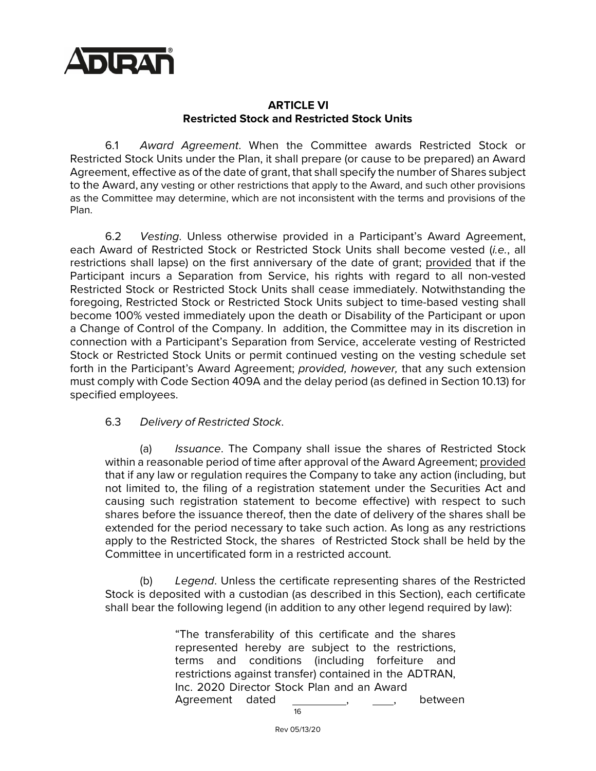## ARTICLE VI
## Restricted Stock and Restricted Stock Units

6.1 *Award Agreement*. When the Committee awards Restricted Stock or Restricted Stock Units under the Plan, it shall prepare (or cause to be prepared) an Award Agreement, effective as of the date of grant, that shall specify the number of Shares subject to the Award, any vesting or other restrictions that apply to the Award, and such other provisions as the Committee may determine, which are not inconsistent with the terms and provisions of the Plan.

6.2 *Vesting*. Unless otherwise provided in a Participant's Award Agreement, each Award of Restricted Stock or Restricted Stock Units shall become vested (*i.e.*, all restrictions shall lapse) on the first anniversary of the date of grant; provided that if the Participant incurs a Separation from Service, his rights with regard to all non-vested Restricted Stock or Restricted Stock Units shall cease immediately. Notwithstanding the foregoing, Restricted Stock or Restricted Stock Units subject to time-based vesting shall become 100% vested immediately upon the death or Disability of the Participant or upon a Change of Control of the Company. In addition, the Committee may in its discretion in connection with a Participant's Separation from Service, accelerate vesting of Restricted Stock or Restricted Stock Units or permit continued vesting on the vesting schedule set forth in the Participant's Award Agreement; *provided, however,* that any such extension must comply with Code Section 409A and the delay period (as defined in Section 10.13) for specified employees.

6.3 *Delivery of Restricted Stock*.

(a) *Issuance*. The Company shall issue the shares of Restricted Stock within a reasonable period of time after approval of the Award Agreement; provided that if any law or regulation requires the Company to take any action (including, but not limited to, the filing of a registration statement under the Securities Act and causing such registration statement to become effective) with respect to such shares before the issuance thereof, then the date of delivery of the shares shall be extended for the period necessary to take such action. As long as any restrictions apply to the Restricted Stock, the shares of Restricted Stock shall be held by the Committee in uncertificated form in a restricted account.

(b) *Legend*. Unless the certificate representing shares of the Restricted Stock is deposited with a custodian (as described in this Section), each certificate shall bear the following legend (in addition to any other legend required by law):

> "The transferability of this certificate and the shares represented hereby are subject to the restrictions, terms and conditions (including forfeiture and restrictions against transfer) contained in the ADTRAN, Inc. 2020 Director Stock Plan and an Award Agreement dated \_\_\_\_\_\_\_\_\_, \_\_\_\_, between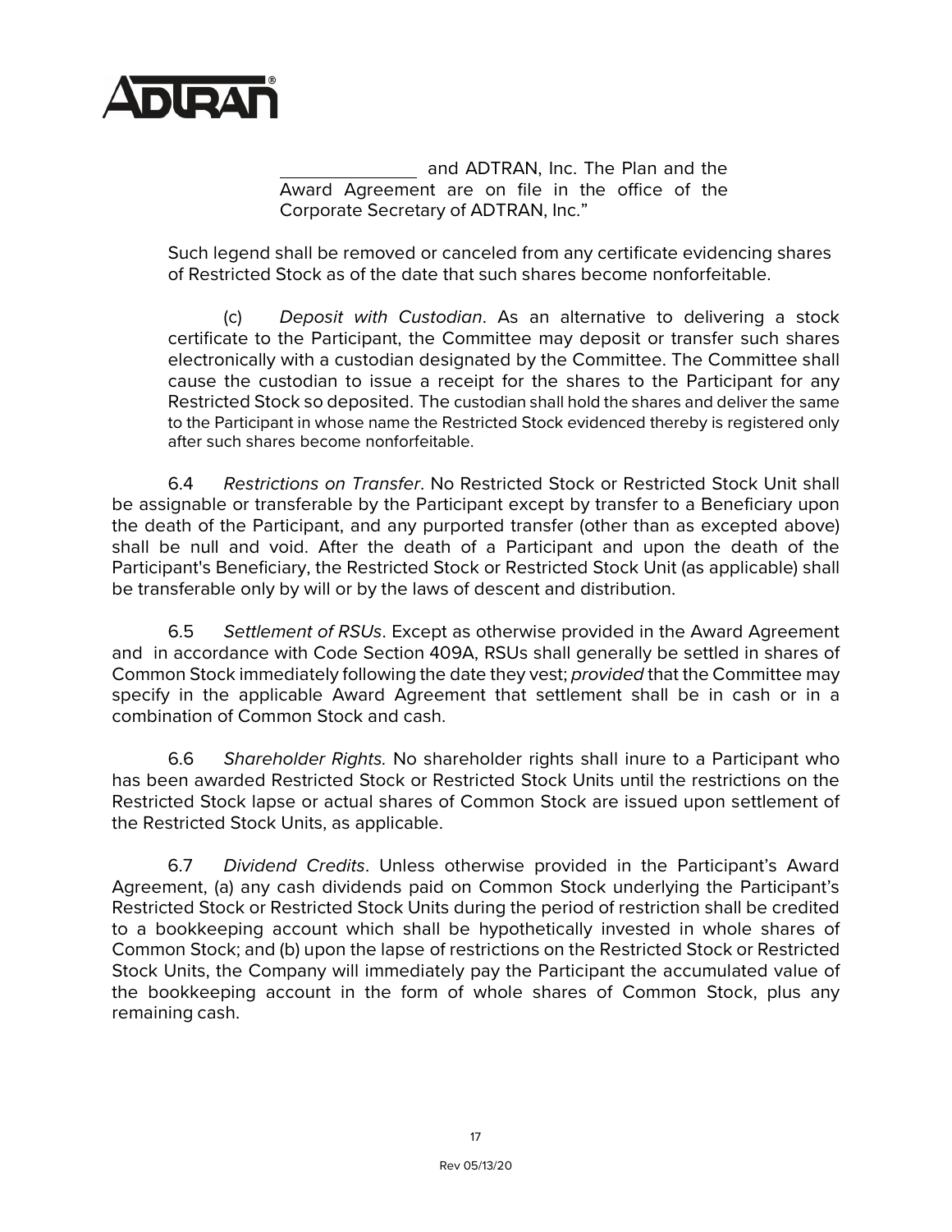_______________ and ADTRAN, Inc. The Plan and the Award Agreement are on file in the office of the Corporate Secretary of ADTRAN, Inc."

Such legend shall be removed or canceled from any certificate evidencing shares of Restricted Stock as of the date that such shares become nonforfeitable.

(c) *Deposit with Custodian*. As an alternative to delivering a stock certificate to the Participant, the Committee may deposit or transfer such shares electronically with a custodian designated by the Committee. The Committee shall cause the custodian to issue a receipt for the shares to the Participant for any Restricted Stock so deposited. The custodian shall hold the shares and deliver the same to the Participant in whose name the Restricted Stock evidenced thereby is registered only after such shares become nonforfeitable.

6.4 *Restrictions on Transfer*. No Restricted Stock or Restricted Stock Unit shall be assignable or transferable by the Participant except by transfer to a Beneficiary upon the death of the Participant, and any purported transfer (other than as excepted above) shall be null and void. After the death of a Participant and upon the death of the Participant's Beneficiary, the Restricted Stock or Restricted Stock Unit (as applicable) shall be transferable only by will or by the laws of descent and distribution.

6.5 *Settlement of RSUs*. Except as otherwise provided in the Award Agreement and in accordance with Code Section 409A, RSUs shall generally be settled in shares of Common Stock immediately following the date they vest; *provided* that the Committee may specify in the applicable Award Agreement that settlement shall be in cash or in a combination of Common Stock and cash.

6.6 *Shareholder Rights.* No shareholder rights shall inure to a Participant who has been awarded Restricted Stock or Restricted Stock Units until the restrictions on the Restricted Stock lapse or actual shares of Common Stock are issued upon settlement of the Restricted Stock Units, as applicable.

6.7 *Dividend Credits*. Unless otherwise provided in the Participant's Award Agreement, (a) any cash dividends paid on Common Stock underlying the Participant's Restricted Stock or Restricted Stock Units during the period of restriction shall be credited to a bookkeeping account which shall be hypothetically invested in whole shares of Common Stock; and (b) upon the lapse of restrictions on the Restricted Stock or Restricted Stock Units, the Company will immediately pay the Participant the accumulated value of the bookkeeping account in the form of whole shares of Common Stock, plus any remaining cash.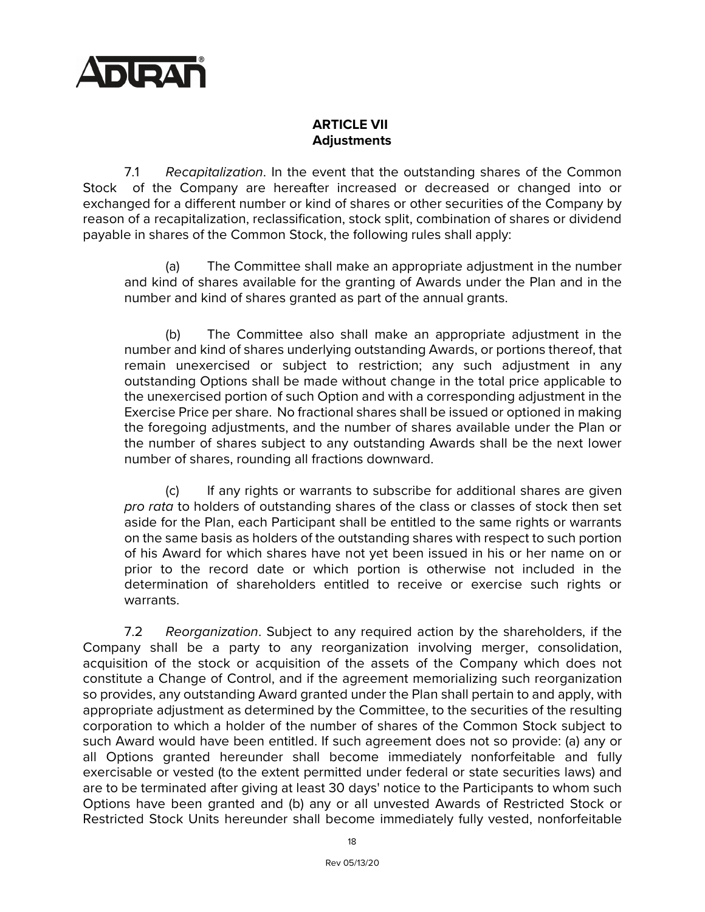## ARTICLE VII
## Adjustments

7.1 *Recapitalization*. In the event that the outstanding shares of the Common Stock of the Company are hereafter increased or decreased or changed into or exchanged for a different number or kind of shares or other securities of the Company by reason of a recapitalization, reclassification, stock split, combination of shares or dividend payable in shares of the Common Stock, the following rules shall apply:

(a) The Committee shall make an appropriate adjustment in the number and kind of shares available for the granting of Awards under the Plan and in the number and kind of shares granted as part of the annual grants.

(b) The Committee also shall make an appropriate adjustment in the number and kind of shares underlying outstanding Awards, or portions thereof, that remain unexercised or subject to restriction; any such adjustment in any outstanding Options shall be made without change in the total price applicable to the unexercised portion of such Option and with a corresponding adjustment in the Exercise Price per share. No fractional shares shall be issued or optioned in making the foregoing adjustments, and the number of shares available under the Plan or the number of shares subject to any outstanding Awards shall be the next lower number of shares, rounding all fractions downward.

(c) If any rights or warrants to subscribe for additional shares are given *pro rata* to holders of outstanding shares of the class or classes of stock then set aside for the Plan, each Participant shall be entitled to the same rights or warrants on the same basis as holders of the outstanding shares with respect to such portion of his Award for which shares have not yet been issued in his or her name on or prior to the record date or which portion is otherwise not included in the determination of shareholders entitled to receive or exercise such rights or warrants.

7.2 *Reorganization*. Subject to any required action by the shareholders, if the Company shall be a party to any reorganization involving merger, consolidation, acquisition of the stock or acquisition of the assets of the Company which does not constitute a Change of Control, and if the agreement memorializing such reorganization so provides, any outstanding Award granted under the Plan shall pertain to and apply, with appropriate adjustment as determined by the Committee, to the securities of the resulting corporation to which a holder of the number of shares of the Common Stock subject to such Award would have been entitled. If such agreement does not so provide: (a) any or all Options granted hereunder shall become immediately nonforfeitable and fully exercisable or vested (to the extent permitted under federal or state securities laws) and are to be terminated after giving at least 30 days' notice to the Participants to whom such Options have been granted and (b) any or all unvested Awards of Restricted Stock or Restricted Stock Units hereunder shall become immediately fully vested, nonforfeitable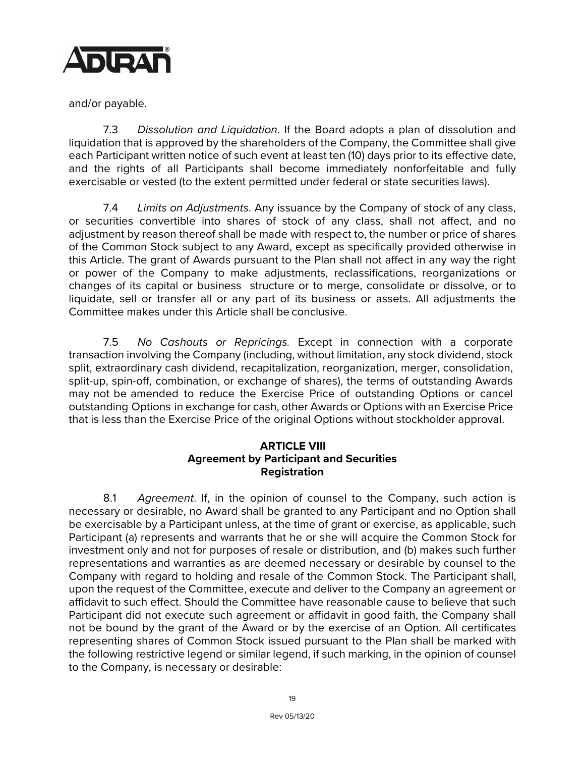and/or payable.

7.3 *Dissolution and Liquidation*. If the Board adopts a plan of dissolution and liquidation that is approved by the shareholders of the Company, the Committee shall give each Participant written notice of such event at least ten (10) days prior to its effective date, and the rights of all Participants shall become immediately nonforfeitable and fully exercisable or vested (to the extent permitted under federal or state securities laws).

7.4 *Limits on Adjustments*. Any issuance by the Company of stock of any class, or securities convertible into shares of stock of any class, shall not affect, and no adjustment by reason thereof shall be made with respect to, the number or price of shares of the Common Stock subject to any Award, except as specifically provided otherwise in this Article. The grant of Awards pursuant to the Plan shall not affect in any way the right or power of the Company to make adjustments, reclassifications, reorganizations or changes of its capital or business structure or to merge, consolidate or dissolve, or to liquidate, sell or transfer all or any part of its business or assets. All adjustments the Committee makes under this Article shall be conclusive.

7.5 *No Cashouts or Repricings.* Except in connection with a corporate transaction involving the Company (including, without limitation, any stock dividend, stock split, extraordinary cash dividend, recapitalization, reorganization, merger, consolidation, split-up, spin-off, combination, or exchange of shares), the terms of outstanding Awards may not be amended to reduce the Exercise Price of outstanding Options or cancel outstanding Options in exchange for cash, other Awards or Options with an Exercise Price that is less than the Exercise Price of the original Options without stockholder approval.

## ARTICLE VIII
## Agreement by Participant and Securities Registration

8.1 *Agreement*. If, in the opinion of counsel to the Company, such action is necessary or desirable, no Award shall be granted to any Participant and no Option shall be exercisable by a Participant unless, at the time of grant or exercise, as applicable, such Participant (a) represents and warrants that he or she will acquire the Common Stock for investment only and not for purposes of resale or distribution, and (b) makes such further representations and warranties as are deemed necessary or desirable by counsel to the Company with regard to holding and resale of the Common Stock. The Participant shall, upon the request of the Committee, execute and deliver to the Company an agreement or affidavit to such effect. Should the Committee have reasonable cause to believe that such Participant did not execute such agreement or affidavit in good faith, the Company shall not be bound by the grant of the Award or by the exercise of an Option. All certificates representing shares of Common Stock issued pursuant to the Plan shall be marked with the following restrictive legend or similar legend, if such marking, in the opinion of counsel to the Company, is necessary or desirable: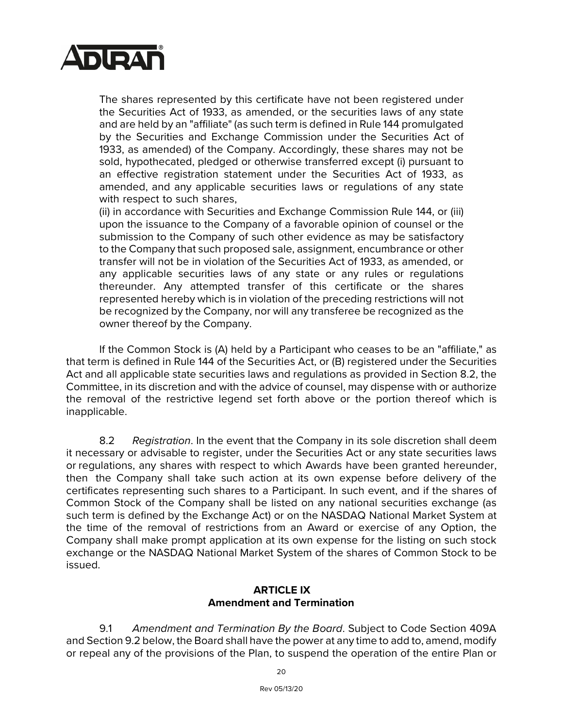The shares represented by this certificate have not been registered under the Securities Act of 1933, as amended, or the securities laws of any state and are held by an "affiliate" (as such term is defined in Rule 144 promulgated by the Securities and Exchange Commission under the Securities Act of 1933, as amended) of the Company. Accordingly, these shares may not be sold, hypothecated, pledged or otherwise transferred except (i) pursuant to an effective registration statement under the Securities Act of 1933, as amended, and any applicable securities laws or regulations of any state with respect to such shares,
(ii) in accordance with Securities and Exchange Commission Rule 144, or (iii) upon the issuance to the Company of a favorable opinion of counsel or the submission to the Company of such other evidence as may be satisfactory to the Company that such proposed sale, assignment, encumbrance or other transfer will not be in violation of the Securities Act of 1933, as amended, or any applicable securities laws of any state or any rules or regulations thereunder. Any attempted transfer of this certificate or the shares represented hereby which is in violation of the preceding restrictions will not be recognized by the Company, nor will any transferee be recognized as the owner thereof by the Company.

If the Common Stock is (A) held by a Participant who ceases to be an "affiliate," as that term is defined in Rule 144 of the Securities Act, or (B) registered under the Securities Act and all applicable state securities laws and regulations as provided in Section 8.2, the Committee, in its discretion and with the advice of counsel, may dispense with or authorize the removal of the restrictive legend set forth above or the portion thereof which is inapplicable.

8.2 *Registration*. In the event that the Company in its sole discretion shall deem it necessary or advisable to register, under the Securities Act or any state securities laws or regulations, any shares with respect to which Awards have been granted hereunder, then the Company shall take such action at its own expense before delivery of the certificates representing such shares to a Participant. In such event, and if the shares of Common Stock of the Company shall be listed on any national securities exchange (as such term is defined by the Exchange Act) or on the NASDAQ National Market System at the time of the removal of restrictions from an Award or exercise of any Option, the Company shall make prompt application at its own expense for the listing on such stock exchange or the NASDAQ National Market System of the shares of Common Stock to be issued.

## ARTICLE IX
## Amendment and Termination

9.1 *Amendment and Termination By the Board*. Subject to Code Section 409A and Section 9.2 below, the Board shall have the power at any time to add to, amend, modify or repeal any of the provisions of the Plan, to suspend the operation of the entire Plan or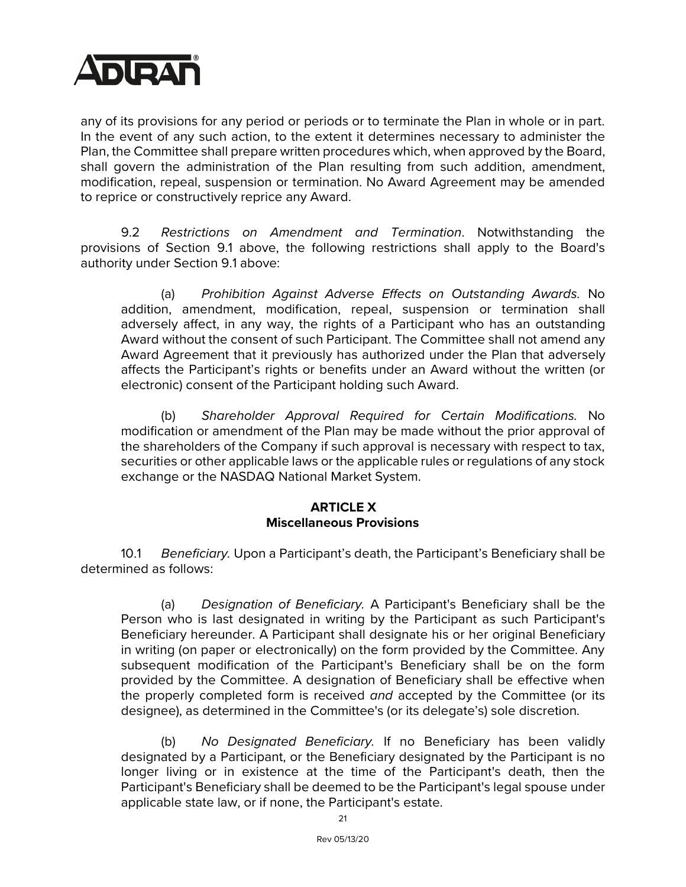any of its provisions for any period or periods or to terminate the Plan in whole or in part. In the event of any such action, to the extent it determines necessary to administer the Plan, the Committee shall prepare written procedures which, when approved by the Board, shall govern the administration of the Plan resulting from such addition, amendment, modification, repeal, suspension or termination. No Award Agreement may be amended to reprice or constructively reprice any Award.

9.2 *Restrictions on Amendment and Termination*. Notwithstanding the provisions of Section 9.1 above, the following restrictions shall apply to the Board's authority under Section 9.1 above:

(a) *Prohibition Against Adverse Effects on Outstanding Awards.* No addition, amendment, modification, repeal, suspension or termination shall adversely affect, in any way, the rights of a Participant who has an outstanding Award without the consent of such Participant. The Committee shall not amend any Award Agreement that it previously has authorized under the Plan that adversely affects the Participant's rights or benefits under an Award without the written (or electronic) consent of the Participant holding such Award.

(b) *Shareholder Approval Required for Certain Modifications.* No modification or amendment of the Plan may be made without the prior approval of the shareholders of the Company if such approval is necessary with respect to tax, securities or other applicable laws or the applicable rules or regulations of any stock exchange or the NASDAQ National Market System.

## ARTICLE X
## Miscellaneous Provisions

10.1 *Beneficiary.* Upon a Participant's death, the Participant's Beneficiary shall be determined as follows:

(a) *Designation of Beneficiary.* A Participant's Beneficiary shall be the Person who is last designated in writing by the Participant as such Participant's Beneficiary hereunder. A Participant shall designate his or her original Beneficiary in writing (on paper or electronically) on the form provided by the Committee. Any subsequent modification of the Participant's Beneficiary shall be on the form provided by the Committee. A designation of Beneficiary shall be effective when the properly completed form is received *and* accepted by the Committee (or its designee), as determined in the Committee's (or its delegate's) sole discretion.

(b) *No Designated Beneficiary.* If no Beneficiary has been validly designated by a Participant, or the Beneficiary designated by the Participant is no longer living or in existence at the time of the Participant's death, then the Participant's Beneficiary shall be deemed to be the Participant's legal spouse under applicable state law, or if none, the Participant's estate.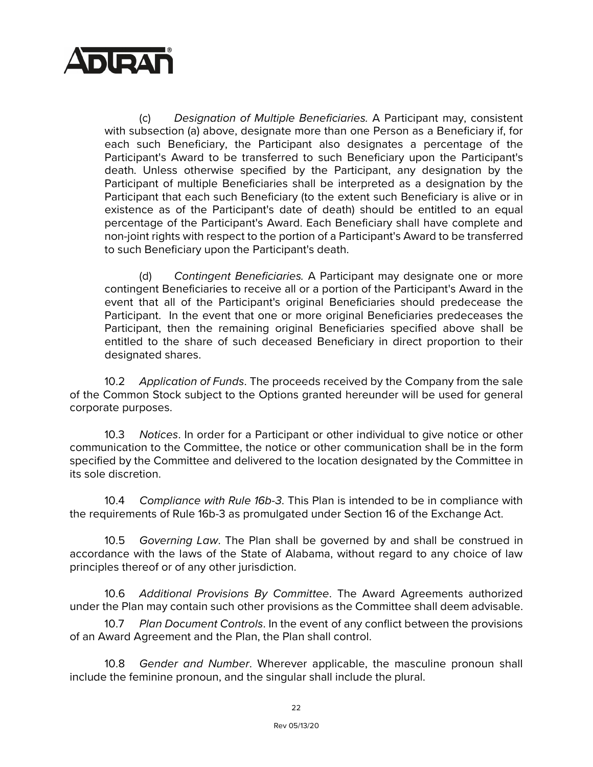(c) *Designation of Multiple Beneficiaries.* A Participant may, consistent with subsection (a) above, designate more than one Person as a Beneficiary if, for each such Beneficiary, the Participant also designates a percentage of the Participant's Award to be transferred to such Beneficiary upon the Participant's death. Unless otherwise specified by the Participant, any designation by the Participant of multiple Beneficiaries shall be interpreted as a designation by the Participant that each such Beneficiary (to the extent such Beneficiary is alive or in existence as of the Participant's date of death) should be entitled to an equal percentage of the Participant's Award. Each Beneficiary shall have complete and non-joint rights with respect to the portion of a Participant's Award to be transferred to such Beneficiary upon the Participant's death.

(d) *Contingent Beneficiaries.* A Participant may designate one or more contingent Beneficiaries to receive all or a portion of the Participant's Award in the event that all of the Participant's original Beneficiaries should predecease the Participant. In the event that one or more original Beneficiaries predeceases the Participant, then the remaining original Beneficiaries specified above shall be entitled to the share of such deceased Beneficiary in direct proportion to their designated shares.

10.2 *Application of Funds*. The proceeds received by the Company from the sale of the Common Stock subject to the Options granted hereunder will be used for general corporate purposes.

10.3 *Notices*. In order for a Participant or other individual to give notice or other communication to the Committee, the notice or other communication shall be in the form specified by the Committee and delivered to the location designated by the Committee in its sole discretion.

10.4 *Compliance with Rule 16b-3*. This Plan is intended to be in compliance with the requirements of Rule 16b-3 as promulgated under Section 16 of the Exchange Act.

10.5 *Governing Law*. The Plan shall be governed by and shall be construed in accordance with the laws of the State of Alabama, without regard to any choice of law principles thereof or of any other jurisdiction.

10.6 *Additional Provisions By Committee*. The Award Agreements authorized under the Plan may contain such other provisions as the Committee shall deem advisable.

10.7 *Plan Document Controls*. In the event of any conflict between the provisions of an Award Agreement and the Plan, the Plan shall control.

10.8 *Gender and Number*. Wherever applicable, the masculine pronoun shall include the feminine pronoun, and the singular shall include the plural.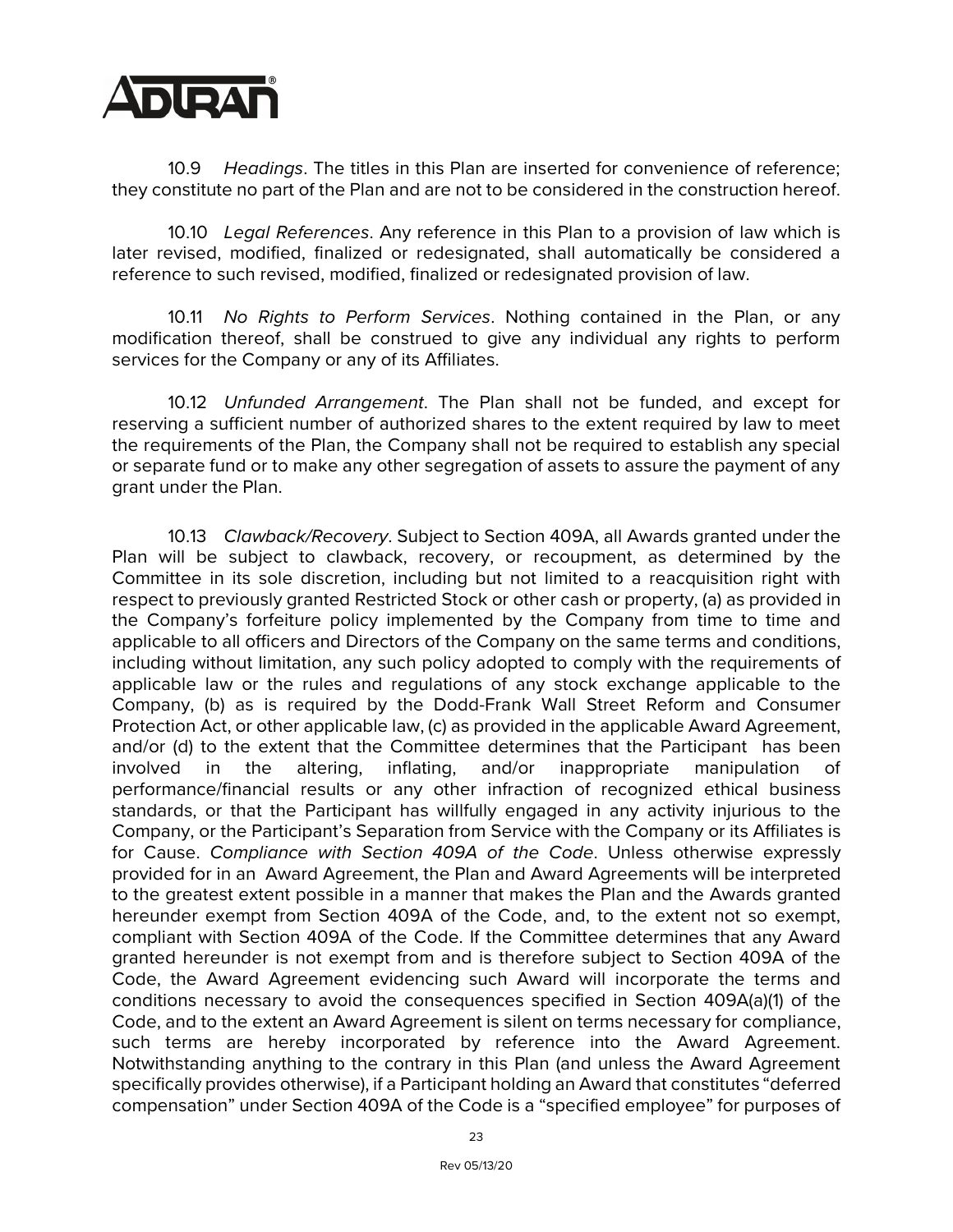10.9 *Headings*. The titles in this Plan are inserted for convenience of reference; they constitute no part of the Plan and are not to be considered in the construction hereof.

10.10 *Legal References*. Any reference in this Plan to a provision of law which is later revised, modified, finalized or redesignated, shall automatically be considered a reference to such revised, modified, finalized or redesignated provision of law.

10.11 *No Rights to Perform Services*. Nothing contained in the Plan, or any modification thereof, shall be construed to give any individual any rights to perform services for the Company or any of its Affiliates.

10.12 *Unfunded Arrangement*. The Plan shall not be funded, and except for reserving a sufficient number of authorized shares to the extent required by law to meet the requirements of the Plan, the Company shall not be required to establish any special or separate fund or to make any other segregation of assets to assure the payment of any grant under the Plan.

10.13 *Clawback/Recovery*. Subject to Section 409A, all Awards granted under the Plan will be subject to clawback, recovery, or recoupment, as determined by the Committee in its sole discretion, including but not limited to a reacquisition right with respect to previously granted Restricted Stock or other cash or property, (a) as provided in the Company's forfeiture policy implemented by the Company from time to time and applicable to all officers and Directors of the Company on the same terms and conditions, including without limitation, any such policy adopted to comply with the requirements of applicable law or the rules and regulations of any stock exchange applicable to the Company, (b) as is required by the Dodd-Frank Wall Street Reform and Consumer Protection Act, or other applicable law, (c) as provided in the applicable Award Agreement, and/or (d) to the extent that the Committee determines that the Participant has been involved in the altering, inflating, and/or inappropriate manipulation of performance/financial results or any other infraction of recognized ethical business standards, or that the Participant has willfully engaged in any activity injurious to the Company, or the Participant's Separation from Service with the Company or its Affiliates is for Cause. *Compliance with Section 409A of the Code*. Unless otherwise expressly provided for in an Award Agreement, the Plan and Award Agreements will be interpreted to the greatest extent possible in a manner that makes the Plan and the Awards granted hereunder exempt from Section 409A of the Code, and, to the extent not so exempt, compliant with Section 409A of the Code. If the Committee determines that any Award granted hereunder is not exempt from and is therefore subject to Section 409A of the Code, the Award Agreement evidencing such Award will incorporate the terms and conditions necessary to avoid the consequences specified in Section 409A(a)(1) of the Code, and to the extent an Award Agreement is silent on terms necessary for compliance, such terms are hereby incorporated by reference into the Award Agreement. Notwithstanding anything to the contrary in this Plan (and unless the Award Agreement specifically provides otherwise), if a Participant holding an Award that constitutes "deferred compensation" under Section 409A of the Code is a "specified employee" for purposes of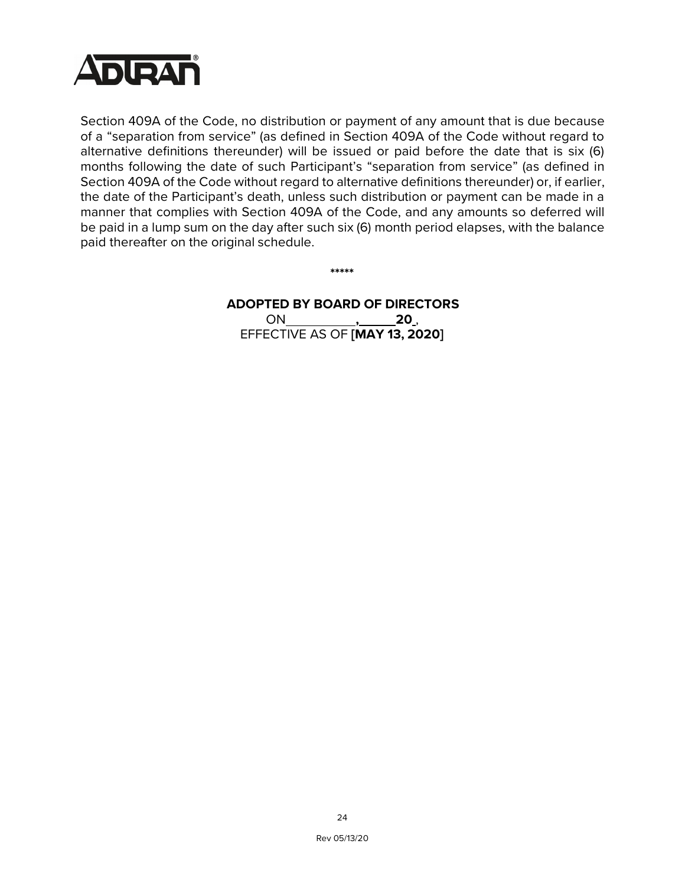Section 409A of the Code, no distribution or payment of any amount that is due because of a "separation from service" (as defined in Section 409A of the Code without regard to alternative definitions thereunder) will be issued or paid before the date that is six (6) months following the date of such Participant's "separation from service" (as defined in Section 409A of the Code without regard to alternative definitions thereunder) or, if earlier, the date of the Participant's death, unless such distribution or payment can be made in a manner that complies with Section 409A of the Code, and any amounts so deferred will be paid in a lump sum on the day after such six (6) month period elapses, with the balance paid thereafter on the original schedule.

*****

**ADOPTED BY BOARD OF DIRECTORS**

ON__________, _____20_,

EFFECTIVE AS OF [**MAY 13, 2020**]